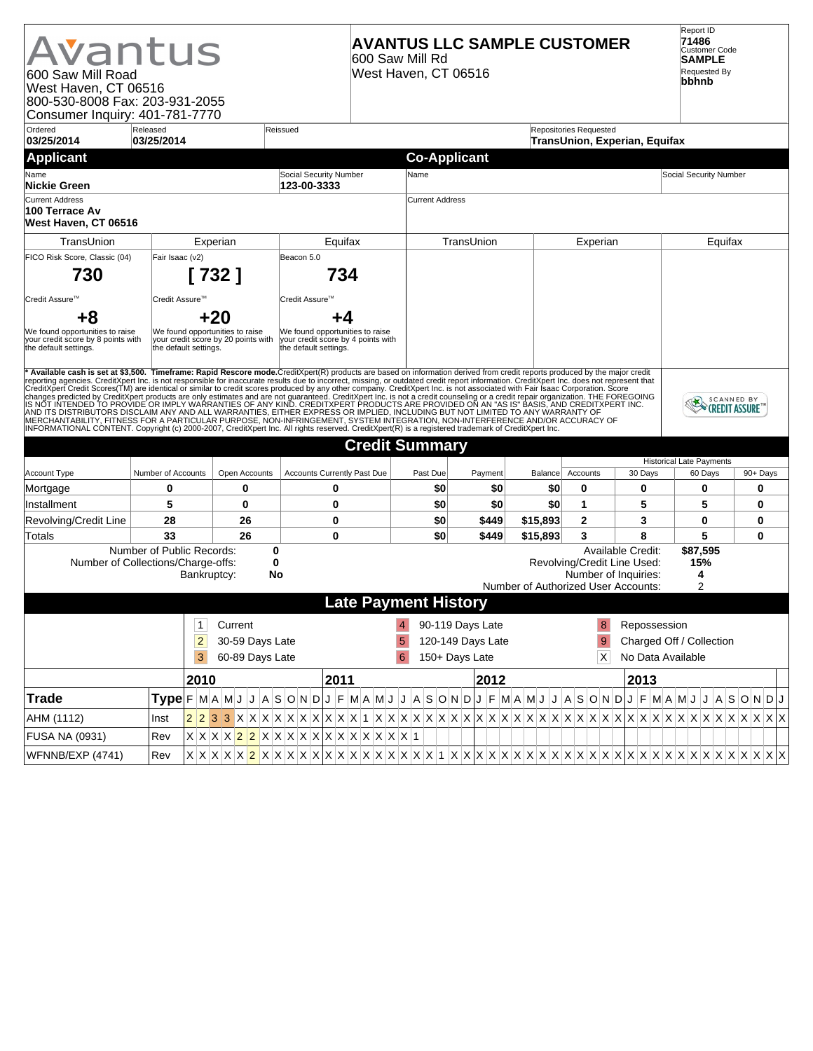# Avantus

600 Saw Mill Road
West Haven, CT 06516
800-530-8008 Fax: 203-931-2055
Consumer Inquiry: 401-781-7770

## AVANTUS LLC SAMPLE CUSTOMER

600 Saw Mill Rd
West Haven, CT 06516

Report ID: **71486**
Customer Code: **SAMPLE**
Requested By: **bbhnb**

| Ordered | Released | Reissued | Repositories Requested |
|---|---|---|---|
| **03/25/2014** | **03/25/2014** | | **TransUnion, Experian, Equifax** |

## Applicant

| Name | Social Security Number |
|---|---|
| **Nickie Green** | **123-00-3333** |

Current Address
**100 Terrace Av**
**West Haven, CT 06516**

## Co-Applicant

| Name | Social Security Number |
|---|---|
| | |

Current Address

| | TransUnion | Experian | Equifax |
|---|---|---|---|
| Score model | FICO Risk Score, Classic (04) | Fair Isaac (v2) | Beacon 5.0 |
| Score | **730** | **[ 732 ]** | **734** |
| Credit Assure™ | **+8** | **+20** | **+4** |
| | We found opportunities to raise your credit score by 8 points with the default settings. | We found opportunities to raise your credit score by 20 points with the default settings. | We found opportunities to raise your credit score by 4 points with the default settings. |

**\* Available cash is set at $3,500. Timeframe: Rapid Rescore mode.** CreditXpert(R) products are based on information derived from credit reports produced by the major credit reporting agencies. CreditXpert Inc. is not responsible for inaccurate results due to incorrect, missing, or outdated credit report information. CreditXpert Inc. does not represent that CreditXpert Credit Scores(TM) are identical or similar to credit scores produced by any other company. CreditXpert Inc. is not associated with Fair Isaac Corporation. Score changes predicted by CreditXpert products are only estimates and are not guaranteed. CreditXpert Inc. is not a credit counseling or a credit repair organization. THE FOREGOING IS NOT INTENDED TO PROVIDE OR IMPLY WARRANTIES OF ANY KIND. CREDITXPERT PRODUCTS ARE PROVIDED ON AN "AS IS" BASIS, AND CREDITXPERT INC. AND ITS DISTRIBUTORS DISCLAIM ANY AND ALL WARRANTIES, EITHER EXPRESS OR IMPLIED, INCLUDING BUT NOT LIMITED TO ANY WARRANTY OF MERCHANTABILITY, FITNESS FOR A PARTICULAR PURPOSE, NON-INFRINGEMENT, SYSTEM INTEGRATION, NON-INTERFERENCE AND/OR ACCURACY OF INFORMATIONAL CONTENT. Copyright (c) 2000-2007, CreditXpert Inc. All rights reserved. CreditXpert(R) is a registered trademark of CreditXpert Inc.

SCANNED BY CREDIT ASSURE™

## Credit Summary

| Account Type | Number of Accounts | Open Accounts | Accounts Currently Past Due | Past Due | Payment | Balance | Historical Late Payments: Accounts | 30 Days | 60 Days | 90+ Days |
|---|---|---|---|---|---|---|---|---|---|---|
| Mortgage | 0 | 0 | 0 | $0 | $0 | $0 | 0 | 0 | 0 | 0 |
| Installment | 5 | 0 | 0 | $0 | $0 | $0 | 1 | 5 | 5 | 0 |
| Revolving/Credit Line | 28 | 26 | 0 | $0 | $449 | $15,893 | 2 | 3 | 0 | 0 |
| Totals | 33 | 26 | 0 | $0 | $449 | $15,893 | 3 | 8 | 5 | 0 |

Number of Public Records: **0**
Number of Collections/Charge-offs: **0**
Bankruptcy: **No**

Available Credit: **$87,595**
Revolving/Credit Line Used: **15%**
Number of Inquiries: **4**
Number of Authorized User Accounts: 2

## Late Payment History

1 Current | 2 30-59 Days Late | 3 60-89 Days Late | 4 90-119 Days Late | 5 120-149 Days Late | 6 150+ Days Late | 8 Repossession | 9 Charged Off / Collection | X No Data Available

| Trade | Type | 2010: F M A M J J A S O N D | 2011: J F M A M J J A S O N D | 2012: J F M A M J J A S O N D | 2013: J F M A M J J A S O N D | J |
|---|---|---|---|---|---|---|
| AHM (1112) | Inst | 2 2 3 3 X X X X X X X | X X X 1 X X X X X X X X | X X X X X X X X X X X X | X X X X X X X X X X X X | X |
| FUSA NA (0931) | Rev | X X X X 2 2 X X X X X | X X X X X X X 1 | | | |
| WFNNB/EXP (4741) | Rev | X X X X X 2 X X X X X | X X X X X X X X X 1 X X | X X X X X X X X X X X X | X X X X X X X X X X X X | X |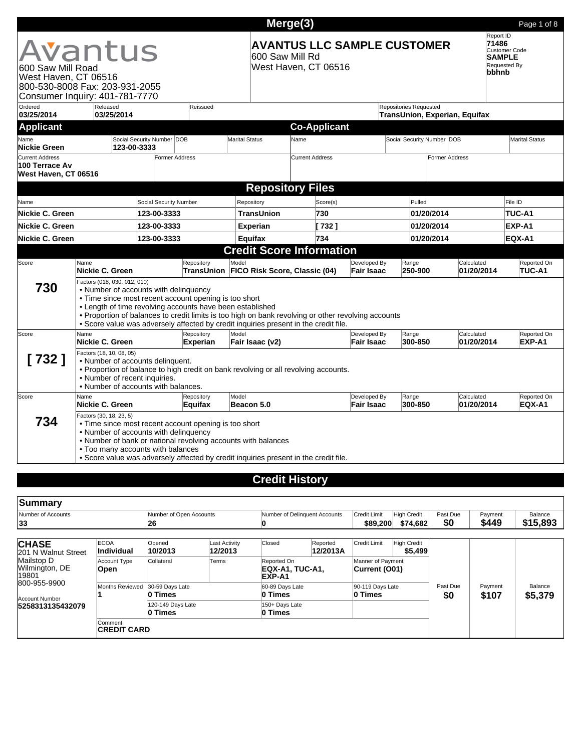# Merge(3)

**Avantus**
600 Saw Mill Road
West Haven, CT 06516
800-530-8008 Fax: 203-931-2055
Consumer Inquiry: 401-781-7770

**AVANTUS LLC SAMPLE CUSTOMER**
600 Saw Mill Rd
West Haven, CT 06516

| Report ID | Customer Code | Requested By |
|---|---|---|
| **71486** | **SAMPLE** | **bbhnb** |

| Ordered | Released | Reissued | Repositories Requested |
|---|---|---|---|
| **03/25/2014** | **03/25/2014** | | **TransUnion, Experian, Equifax** |

## Applicant

| Name | Social Security Number | DOB | Marital Status |
|---|---|---|---|
| **Nickie Green** | **123-00-3333** | | |

| Current Address | Former Address |
|---|---|
| **100 Terrace Av West Haven, CT 06516** | |

## Co-Applicant

| Name | Social Security Number | DOB | Marital Status |
|---|---|---|---|
| | | | |

| Current Address | Former Address |
|---|---|
| | |

## Repository Files

| Name | Social Security Number | Repository | Score(s) | Pulled | File ID |
|---|---|---|---|---|---|
| **Nickie C. Green** | **123-00-3333** | **TransUnion** | **730** | **01/20/2014** | **TUC-A1** |
| **Nickie C. Green** | **123-00-3333** | **Experian** | **[ 732 ]** | **01/20/2014** | **EXP-A1** |
| **Nickie C. Green** | **123-00-3333** | **Equifax** | **734** | **01/20/2014** | **EQX-A1** |

## Credit Score Information

| Score | Name | Repository | Model | Developed By | Range | Calculated | Reported On |
|---|---|---|---|---|---|---|---|
| **730** | **Nickie C. Green** | **TransUnion** | **FICO Risk Score, Classic (04)** | **Fair Isaac** | **250-900** | **01/20/2014** | **TUC-A1** |

Factors (018, 030, 012, 010)
- Number of accounts with delinquency
- Time since most recent account opening is too short
- Length of time revolving accounts have been established
- Proportion of balances to credit limits is too high on bank revolving or other revolving accounts
- Score value was adversely affected by credit inquiries present in the credit file.

| Score | Name | Repository | Model | Developed By | Range | Calculated | Reported On |
|---|---|---|---|---|---|---|---|
| **[ 732 ]** | **Nickie C. Green** | **Experian** | **Fair Isaac (v2)** | **Fair Isaac** | **300-850** | **01/20/2014** | **EXP-A1** |

Factors (18, 10, 08, 05)
- Number of accounts delinquent.
- Proportion of balance to high credit on bank revolving or all revolving accounts.
- Number of recent inquiries.
- Number of accounts with balances.

| Score | Name | Repository | Model | Developed By | Range | Calculated | Reported On |
|---|---|---|---|---|---|---|---|
| **734** | **Nickie C. Green** | **Equifax** | **Beacon 5.0** | **Fair Isaac** | **300-850** | **01/20/2014** | **EQX-A1** |

Factors (30, 18, 23, 5)
- Time since most recent account opening is too short
- Number of accounts with delinquency
- Number of bank or national revolving accounts with balances
- Too many accounts with balances
- Score value was adversely affected by credit inquiries present in the credit file.

## Credit History

### Summary

| Number of Accounts | Number of Open Accounts | Number of Delinquent Accounts | Credit Limit | High Credit | Past Due | Payment | Balance |
|---|---|---|---|---|---|---|---|
| **33** | **26** | **0** | **$89,200** | **$74,682** | **$0** | **$449** | **$15,893** |

**CHASE**
201 N Walnut Street
Mailstop D
Wilmington, DE 19801
800-955-9900
Account Number
**5258313135432079**

| ECOA | Opened | Last Activity | Closed | Reported | Credit Limit | High Credit |
|---|---|---|---|---|---|---|
| **Individual** | **10/2013** | **12/2013** | | **12/2013A** | | **$5,499** |

| Account Type | Collateral | Terms | Reported On | Manner of Payment |
|---|---|---|---|---|
| **Open** | | | **EQX-A1, TUC-A1, EXP-A1** | **Current (O01)** |

| Months Reviewed | 30-59 Days Late | 60-89 Days Late | 90-119 Days Late | Past Due | Payment | Balance |
|---|---|---|---|---|---|---|
| **1** | **0 Times** | **0 Times** | **0 Times** | **$0** | **$107** | **$5,379** |
| | 120-149 Days Late: **0 Times** | 150+ Days Late: **0 Times** | | | | |

Comment
**CREDIT CARD**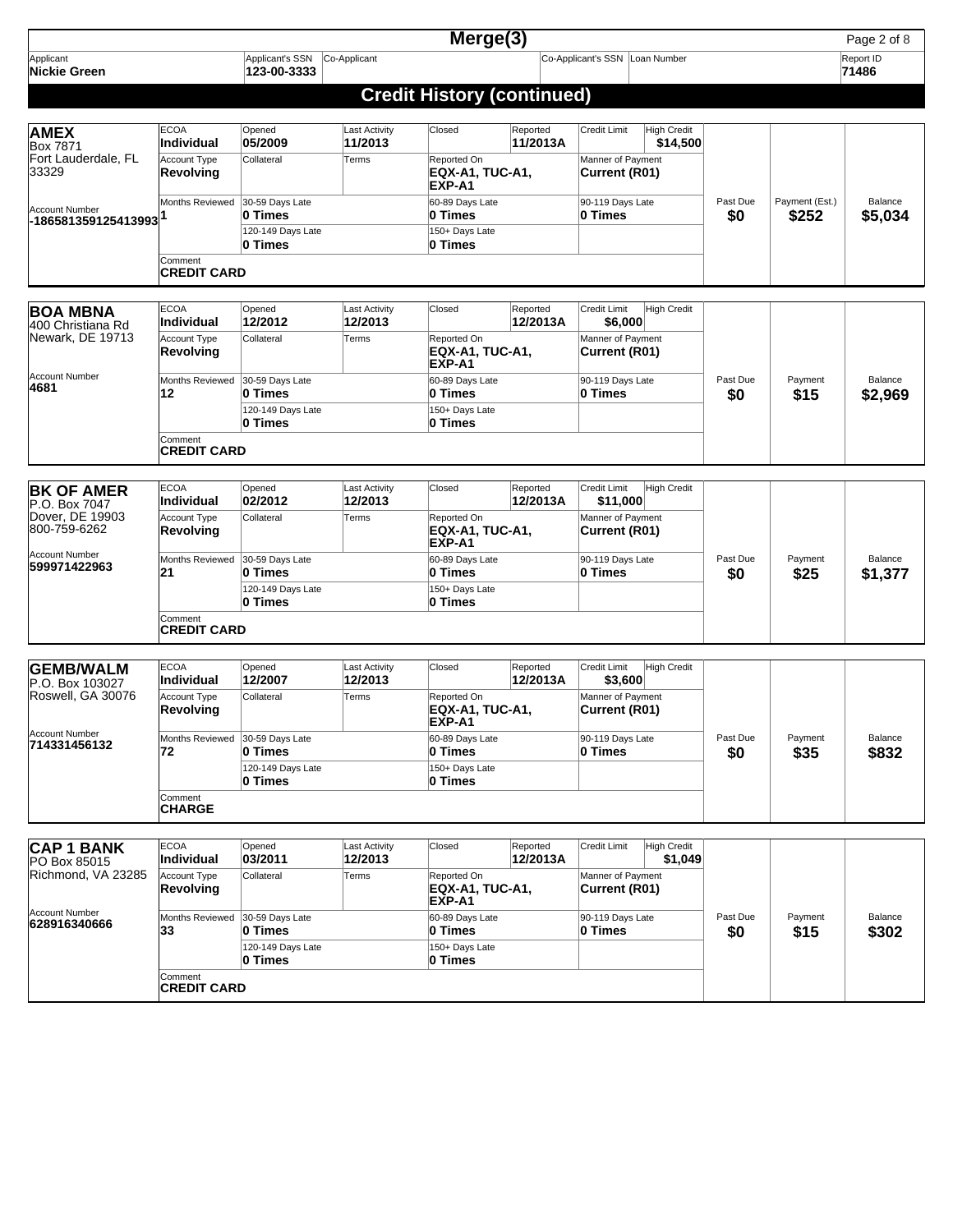# Merge(3)

| Applicant | Applicant's SSN | Co-Applicant | Co-Applicant's SSN | Loan Number | Report ID |
|---|---|---|---|---|---|
| **Nickie Green** | **123-00-3333** | | | | **71486** |

## Credit History (continued)

**AMEX**
Box 7871
Fort Lauderdale, FL 33329
Account Number: **-186581359125413993**

| ECOA | Opened | Last Activity | Closed | Reported | Credit Limit | High Credit | | | |
|---|---|---|---|---|---|---|---|---|---|
| **Individual** | **05/2009** | **11/2013** | | **11/2013A** | | **$14,500** | | | |
| **Account Type** | **Collateral** | **Terms** | **Reported On** | | **Manner of Payment** | | | | |
| **Revolving** | | | **EQX-A1, TUC-A1, EXP-A1** | | **Current (R01)** | | | | |
| **Months Reviewed** | **30-59 Days Late** | | **60-89 Days Late** | | **90-119 Days Late** | | **Past Due** | **Payment (Est.)** | **Balance** |
| **1** | **0 Times** | | **0 Times** | | **0 Times** | | **$0** | **$252** | **$5,034** |
| | **120-149 Days Late** | | **150+ Days Late** | | | | | | |
| | **0 Times** | | **0 Times** | | | | | | |
| **Comment** | | | | | | | | | |
| **CREDIT CARD** | | | | | | | | | |

**BOA MBNA**
400 Christiana Rd
Newark, DE 19713
Account Number: **4681**

| ECOA | Opened | Last Activity | Closed | Reported | Credit Limit | High Credit | | | |
|---|---|---|---|---|---|---|---|---|---|
| **Individual** | **12/2012** | **12/2013** | | **12/2013A** | **$6,000** | | | | |
| **Account Type** | **Collateral** | **Terms** | **Reported On** | | **Manner of Payment** | | | | |
| **Revolving** | | | **EQX-A1, TUC-A1, EXP-A1** | | **Current (R01)** | | | | |
| **Months Reviewed** | **30-59 Days Late** | | **60-89 Days Late** | | **90-119 Days Late** | | **Past Due** | **Payment** | **Balance** |
| **12** | **0 Times** | | **0 Times** | | **0 Times** | | **$0** | **$15** | **$2,969** |
| | **120-149 Days Late** | | **150+ Days Late** | | | | | | |
| | **0 Times** | | **0 Times** | | | | | | |
| **Comment** | | | | | | | | | |
| **CREDIT CARD** | | | | | | | | | |

**BK OF AMER**
P.O. Box 7047
Dover, DE 19903
800-759-6262
Account Number: **599971422963**

| ECOA | Opened | Last Activity | Closed | Reported | Credit Limit | High Credit | | | |
|---|---|---|---|---|---|---|---|---|---|
| **Individual** | **02/2012** | **12/2013** | | **12/2013A** | **$11,000** | | | | |
| **Account Type** | **Collateral** | **Terms** | **Reported On** | | **Manner of Payment** | | | | |
| **Revolving** | | | **EQX-A1, TUC-A1, EXP-A1** | | **Current (R01)** | | | | |
| **Months Reviewed** | **30-59 Days Late** | | **60-89 Days Late** | | **90-119 Days Late** | | **Past Due** | **Payment** | **Balance** |
| **21** | **0 Times** | | **0 Times** | | **0 Times** | | **$0** | **$25** | **$1,377** |
| | **120-149 Days Late** | | **150+ Days Late** | | | | | | |
| | **0 Times** | | **0 Times** | | | | | | |
| **Comment** | | | | | | | | | |
| **CREDIT CARD** | | | | | | | | | |

**GEMB/WALM**
P.O. Box 103027
Roswell, GA 30076
Account Number: **714331456132**

| ECOA | Opened | Last Activity | Closed | Reported | Credit Limit | High Credit | | | |
|---|---|---|---|---|---|---|---|---|---|
| **Individual** | **12/2007** | **12/2013** | | **12/2013A** | **$3,600** | | | | |
| **Account Type** | **Collateral** | **Terms** | **Reported On** | | **Manner of Payment** | | | | |
| **Revolving** | | | **EQX-A1, TUC-A1, EXP-A1** | | **Current (R01)** | | | | |
| **Months Reviewed** | **30-59 Days Late** | | **60-89 Days Late** | | **90-119 Days Late** | | **Past Due** | **Payment** | **Balance** |
| **72** | **0 Times** | | **0 Times** | | **0 Times** | | **$0** | **$35** | **$832** |
| | **120-149 Days Late** | | **150+ Days Late** | | | | | | |
| | **0 Times** | | **0 Times** | | | | | | |
| **Comment** | | | | | | | | | |
| **CHARGE** | | | | | | | | | |

**CAP 1 BANK**
PO Box 85015
Richmond, VA 23285
Account Number: **628916340666**

| ECOA | Opened | Last Activity | Closed | Reported | Credit Limit | High Credit | | | |
|---|---|---|---|---|---|---|---|---|---|
| **Individual** | **03/2011** | **12/2013** | | **12/2013A** | | **$1,049** | | | |
| **Account Type** | **Collateral** | **Terms** | **Reported On** | | **Manner of Payment** | | | | |
| **Revolving** | | | **EQX-A1, TUC-A1, EXP-A1** | | **Current (R01)** | | | | |
| **Months Reviewed** | **30-59 Days Late** | | **60-89 Days Late** | | **90-119 Days Late** | | **Past Due** | **Payment** | **Balance** |
| **33** | **0 Times** | | **0 Times** | | **0 Times** | | **$0** | **$15** | **$302** |
| | **120-149 Days Late** | | **150+ Days Late** | | | | | | |
| | **0 Times** | | **0 Times** | | | | | | |
| **Comment** | | | | | | | | | |
| **CREDIT CARD** | | | | | | | | | |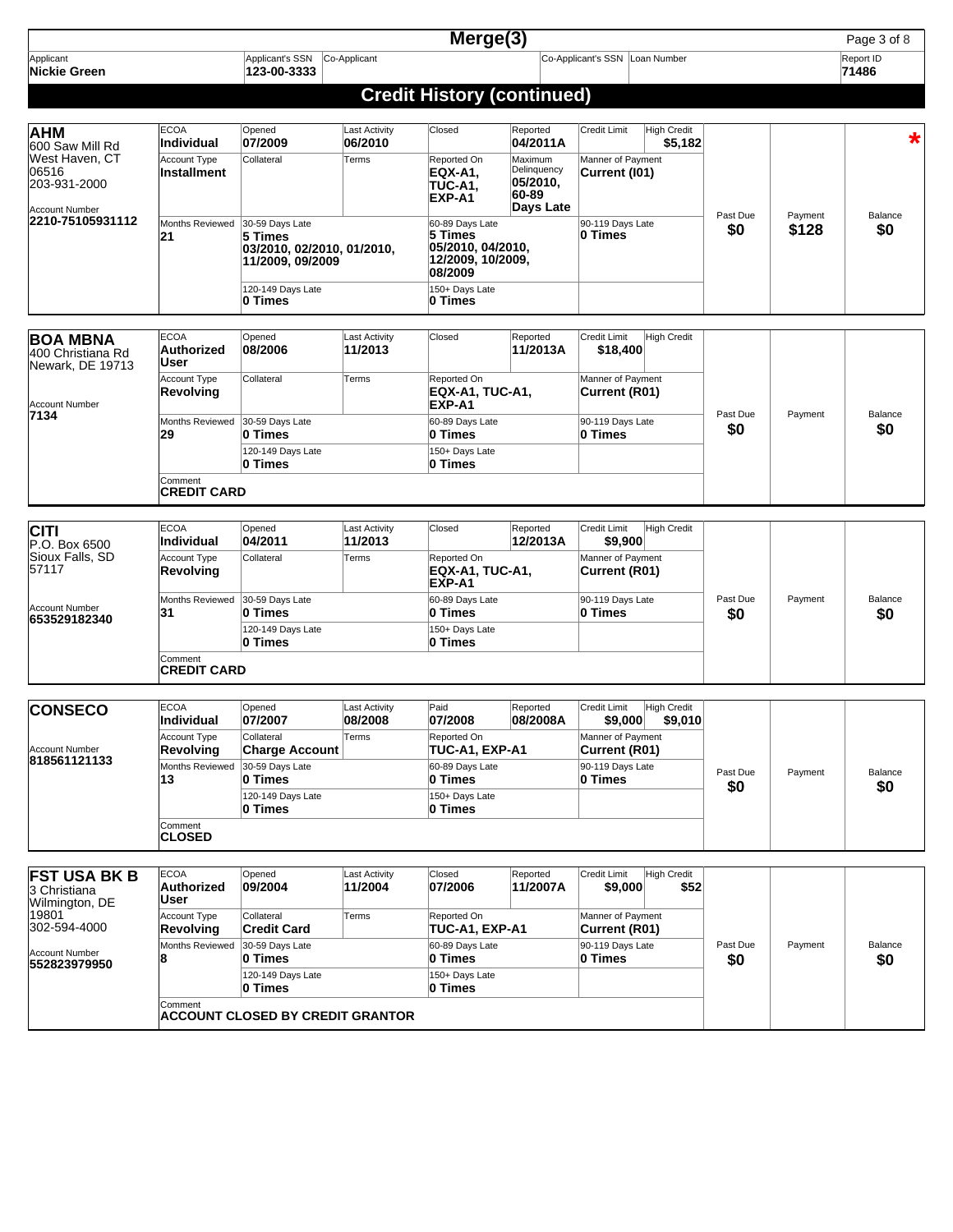| Applicant | Applicant's SSN | Co-Applicant | Co-Applicant's SSN | Loan Number | Report ID |
|---|---|---|---|---|---|
| **Nickie Green** | **123-00-3333** | | | | **71486** |

## Credit History (continued)

**AHM** *
600 Saw Mill Rd
West Haven, CT 06516
203-931-2000
Account Number: **2210-75105931112**

| ECOA | Opened | Last Activity | Closed | Reported | Credit Limit | High Credit |
|---|---|---|---|---|---|---|
| **Individual** | **07/2009** | **06/2010** | | **04/2011A** | | **$5,182** |

| Account Type | Collateral | Terms | Reported On | Maximum Delinquency | Manner of Payment |
|---|---|---|---|---|---|
| **Installment** | | | **EQX-A1, TUC-A1, EXP-A1** | **05/2010, 60-89 Days Late** | **Current (I01)** |

| Months Reviewed | 30-59 Days Late | 60-89 Days Late | 90-119 Days Late | 120-149 Days Late | 150+ Days Late |
|---|---|---|---|---|---|
| **21** | **5 Times** 03/2010, 02/2010, 01/2010, 11/2009, 09/2009 | **5 Times** 05/2010, 04/2010, 12/2009, 10/2009, 08/2009 | **0 Times** | **0 Times** | **0 Times** |

| Past Due | Payment | Balance |
|---|---|---|
| **$0** | **$128** | **$0** |

**BOA MBNA**
400 Christiana Rd
Newark, DE 19713
Account Number: **7134**

| ECOA | Opened | Last Activity | Closed | Reported | Credit Limit | High Credit |
|---|---|---|---|---|---|---|
| **Authorized User** | **08/2006** | **11/2013** | | **11/2013A** | **$18,400** | |

| Account Type | Collateral | Terms | Reported On | Manner of Payment |
|---|---|---|---|---|
| **Revolving** | | | **EQX-A1, TUC-A1, EXP-A1** | **Current (R01)** |

| Months Reviewed | 30-59 Days Late | 60-89 Days Late | 90-119 Days Late | 120-149 Days Late | 150+ Days Late |
|---|---|---|---|---|---|
| **29** | **0 Times** | **0 Times** | **0 Times** | **0 Times** | **0 Times** |

Comment: **CREDIT CARD**

| Past Due | Payment | Balance |
|---|---|---|
| **$0** | | **$0** |

**CITI**
P.O. Box 6500
Sioux Falls, SD 57117
Account Number: **653529182340**

| ECOA | Opened | Last Activity | Closed | Reported | Credit Limit | High Credit |
|---|---|---|---|---|---|---|
| **Individual** | **04/2011** | **11/2013** | | **12/2013A** | **$9,900** | |

| Account Type | Collateral | Terms | Reported On | Manner of Payment |
|---|---|---|---|---|
| **Revolving** | | | **EQX-A1, TUC-A1, EXP-A1** | **Current (R01)** |

| Months Reviewed | 30-59 Days Late | 60-89 Days Late | 90-119 Days Late | 120-149 Days Late | 150+ Days Late |
|---|---|---|---|---|---|
| **31** | **0 Times** | **0 Times** | **0 Times** | **0 Times** | **0 Times** |

Comment: **CREDIT CARD**

| Past Due | Payment | Balance |
|---|---|---|
| **$0** | | **$0** |

**CONSECO**
Account Number: **818561121133**

| ECOA | Opened | Last Activity | Paid | Reported | Credit Limit | High Credit |
|---|---|---|---|---|---|---|
| **Individual** | **07/2007** | **08/2008** | **07/2008** | **08/2008A** | **$9,000** | **$9,010** |

| Account Type | Collateral | Terms | Reported On | Manner of Payment |
|---|---|---|---|---|
| **Revolving** | **Charge Account** | | **TUC-A1, EXP-A1** | **Current (R01)** |

| Months Reviewed | 30-59 Days Late | 60-89 Days Late | 90-119 Days Late | 120-149 Days Late | 150+ Days Late |
|---|---|---|---|---|---|
| **13** | **0 Times** | **0 Times** | **0 Times** | **0 Times** | **0 Times** |

Comment: **CLOSED**

| Past Due | Payment | Balance |
|---|---|---|
| **$0** | | **$0** |

**FST USA BK B**
3 Christiana
Wilmington, DE 19801
302-594-4000
Account Number: **552823979950**

| ECOA | Opened | Last Activity | Closed | Reported | Credit Limit | High Credit |
|---|---|---|---|---|---|---|
| **Authorized User** | **09/2004** | **11/2004** | **07/2006** | **11/2007A** | **$9,000** | **$52** |

| Account Type | Collateral | Terms | Reported On | Manner of Payment |
|---|---|---|---|---|
| **Revolving** | **Credit Card** | | **TUC-A1, EXP-A1** | **Current (R01)** |

| Months Reviewed | 30-59 Days Late | 60-89 Days Late | 90-119 Days Late | 120-149 Days Late | 150+ Days Late |
|---|---|---|---|---|---|
| **8** | **0 Times** | **0 Times** | **0 Times** | **0 Times** | **0 Times** |

Comment: **ACCOUNT CLOSED BY CREDIT GRANTOR**

| Past Due | Payment | Balance |
|---|---|---|
| **$0** | | **$0** |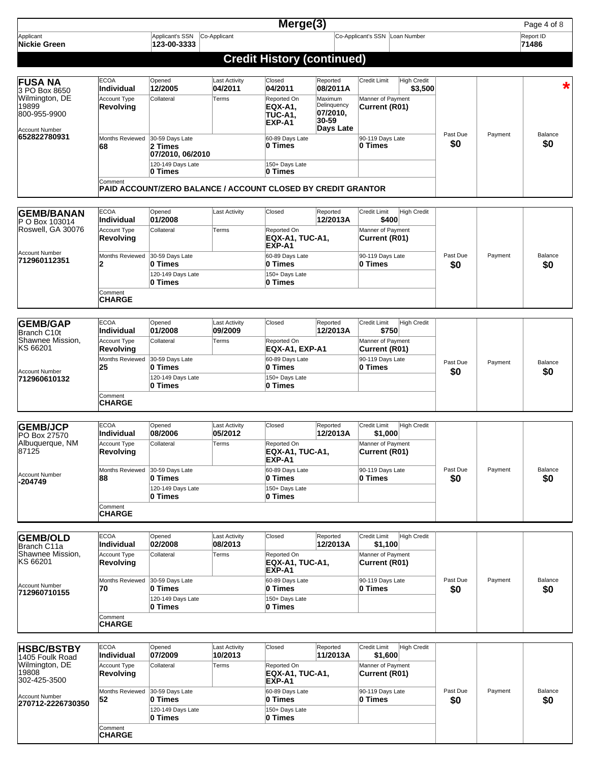| Applicant | Applicant's SSN | Co-Applicant | Co-Applicant's SSN | Loan Number | Report ID |
|---|---|---|---|---|---|
| **Nickie Green** | **123-00-3333** | | | | **71486** |

# Credit History (continued)

## FUSA NA

3 PO Box 8650
Wilmington, DE 19899
800-955-9900

Account Number: **652822780931**

*

| ECOA | Opened | Last Activity | Closed | Reported | Credit Limit | High Credit | Past Due | Payment | Balance |
|---|---|---|---|---|---|---|---|---|---|
| **Individual** | **12/2005** | **04/2011** | **04/2011** | **08/2011A** | | **$3,500** | **$0** | | **$0** |

| Account Type | Collateral | Terms | Reported On | Maximum Delinquency | Manner of Payment |
|---|---|---|---|---|---|
| **Revolving** | | | **EQX-A1, TUC-A1, EXP-A1** | **07/2010, 30-59 Days Late** | **Current (R01)** |

| Months Reviewed | 30-59 Days Late | 60-89 Days Late | 90-119 Days Late | 120-149 Days Late | 150+ Days Late |
|---|---|---|---|---|---|
| **68** | **2 Times 07/2010, 06/2010** | **0 Times** | **0 Times** | **0 Times** | **0 Times** |

Comment: **PAID ACCOUNT/ZERO BALANCE / ACCOUNT CLOSED BY CREDIT GRANTOR**

## GEMB/BANAN

P O Box 103014
Roswell, GA 30076

Account Number: **712960112351**

| ECOA | Opened | Last Activity | Closed | Reported | Credit Limit | High Credit | Past Due | Payment | Balance |
|---|---|---|---|---|---|---|---|---|---|
| **Individual** | **01/2008** | | | **12/2013A** | **$400** | | **$0** | | **$0** |

| Account Type | Collateral | Terms | Reported On | Manner of Payment |
|---|---|---|---|---|
| **Revolving** | | | **EQX-A1, TUC-A1, EXP-A1** | **Current (R01)** |

| Months Reviewed | 30-59 Days Late | 60-89 Days Late | 90-119 Days Late | 120-149 Days Late | 150+ Days Late |
|---|---|---|---|---|---|
| **2** | **0 Times** | **0 Times** | **0 Times** | **0 Times** | **0 Times** |

Comment: **CHARGE**

## GEMB/GAP

Branch C10t
Shawnee Mission, KS 66201

Account Number: **712960610132**

| ECOA | Opened | Last Activity | Closed | Reported | Credit Limit | High Credit | Past Due | Payment | Balance |
|---|---|---|---|---|---|---|---|---|---|
| **Individual** | **01/2008** | **09/2009** | | **12/2013A** | **$750** | | **$0** | | **$0** |

| Account Type | Collateral | Terms | Reported On | Manner of Payment |
|---|---|---|---|---|
| **Revolving** | | | **EQX-A1, EXP-A1** | **Current (R01)** |

| Months Reviewed | 30-59 Days Late | 60-89 Days Late | 90-119 Days Late | 120-149 Days Late | 150+ Days Late |
|---|---|---|---|---|---|
| **25** | **0 Times** | **0 Times** | **0 Times** | **0 Times** | **0 Times** |

Comment: **CHARGE**

## GEMB/JCP

PO Box 27570
Albuquerque, NM 87125

Account Number: **-204749**

| ECOA | Opened | Last Activity | Closed | Reported | Credit Limit | High Credit | Past Due | Payment | Balance |
|---|---|---|---|---|---|---|---|---|---|
| **Individual** | **08/2006** | **05/2012** | | **12/2013A** | **$1,000** | | **$0** | | **$0** |

| Account Type | Collateral | Terms | Reported On | Manner of Payment |
|---|---|---|---|---|
| **Revolving** | | | **EQX-A1, TUC-A1, EXP-A1** | **Current (R01)** |

| Months Reviewed | 30-59 Days Late | 60-89 Days Late | 90-119 Days Late | 120-149 Days Late | 150+ Days Late |
|---|---|---|---|---|---|
| **88** | **0 Times** | **0 Times** | **0 Times** | **0 Times** | **0 Times** |

Comment: **CHARGE**

## GEMB/OLD

Branch C11a
Shawnee Mission, KS 66201

Account Number: **712960710155**

| ECOA | Opened | Last Activity | Closed | Reported | Credit Limit | High Credit | Past Due | Payment | Balance |
|---|---|---|---|---|---|---|---|---|---|
| **Individual** | **02/2008** | **08/2013** | | **12/2013A** | **$1,100** | | **$0** | | **$0** |

| Account Type | Collateral | Terms | Reported On | Manner of Payment |
|---|---|---|---|---|
| **Revolving** | | | **EQX-A1, TUC-A1, EXP-A1** | **Current (R01)** |

| Months Reviewed | 30-59 Days Late | 60-89 Days Late | 90-119 Days Late | 120-149 Days Late | 150+ Days Late |
|---|---|---|---|---|---|
| **70** | **0 Times** | **0 Times** | **0 Times** | **0 Times** | **0 Times** |

Comment: **CHARGE**

## HSBC/BSTBY

1405 Foulk Road
Wilmington, DE 19808
302-425-3500

Account Number: **270712-2226730350**

| ECOA | Opened | Last Activity | Closed | Reported | Credit Limit | High Credit | Past Due | Payment | Balance |
|---|---|---|---|---|---|---|---|---|---|
| **Individual** | **07/2009** | **10/2013** | | **11/2013A** | **$1,600** | | **$0** | | **$0** |

| Account Type | Collateral | Terms | Reported On | Manner of Payment |
|---|---|---|---|---|
| **Revolving** | | | **EQX-A1, TUC-A1, EXP-A1** | **Current (R01)** |

| Months Reviewed | 30-59 Days Late | 60-89 Days Late | 90-119 Days Late | 120-149 Days Late | 150+ Days Late |
|---|---|---|---|---|---|
| **52** | **0 Times** | **0 Times** | **0 Times** | **0 Times** | **0 Times** |

Comment: **CHARGE**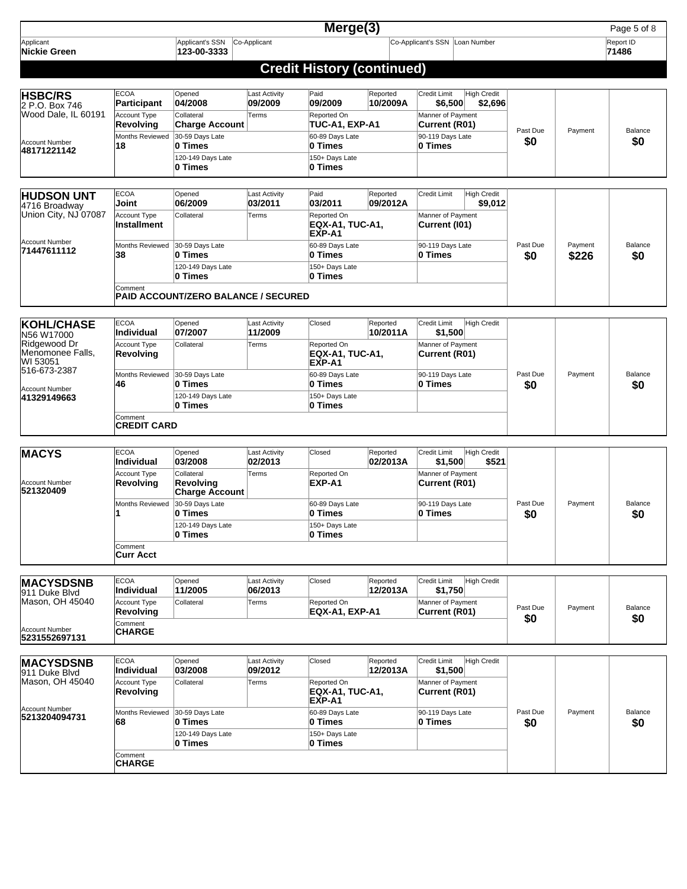| Applicant | Applicant's SSN | Co-Applicant | Co-Applicant's SSN | Loan Number | Report ID |
|---|---|---|---|---|---|
| **Nickie Green** | **123-00-3333** | | | | **71486** |

# Credit History (continued)

## HSBC/RS

2 P.O. Box 746
Wood Dale, IL 60191

Account Number: **48171221142**

| ECOA | Opened | Last Activity | Paid | Reported | Credit Limit | High Credit | Past Due | Payment | Balance |
|---|---|---|---|---|---|---|---|---|---|
| **Participant** | **04/2008** | **09/2009** | **09/2009** | **10/2009A** | **$6,500** | **$2,696** | **$0** | | **$0** |

| Account Type | Collateral | Terms | Reported On | Manner of Payment |
|---|---|---|---|---|
| **Revolving** | **Charge Account** | | **TUC-A1, EXP-A1** | **Current (R01)** |

| Months Reviewed | 30-59 Days Late | 60-89 Days Late | 90-119 Days Late | 120-149 Days Late | 150+ Days Late |
|---|---|---|---|---|---|
| **18** | **0 Times** | **0 Times** | **0 Times** | **0 Times** | **0 Times** |

## HUDSON UNT

4716 Broadway
Union City, NJ 07087

Account Number: **71447611112**

| ECOA | Opened | Last Activity | Paid | Reported | Credit Limit | High Credit | Past Due | Payment | Balance |
|---|---|---|---|---|---|---|---|---|---|
| **Joint** | **06/2009** | **03/2011** | **03/2011** | **09/2012A** | | **$9,012** | **$0** | **$226** | **$0** |

| Account Type | Collateral | Terms | Reported On | Manner of Payment |
|---|---|---|---|---|
| **Installment** | | | **EQX-A1, TUC-A1, EXP-A1** | **Current (I01)** |

| Months Reviewed | 30-59 Days Late | 60-89 Days Late | 90-119 Days Late | 120-149 Days Late | 150+ Days Late |
|---|---|---|---|---|---|
| **38** | **0 Times** | **0 Times** | **0 Times** | **0 Times** | **0 Times** |

Comment: **PAID ACCOUNT/ZERO BALANCE / SECURED**

## KOHL/CHASE

N56 W17000
Ridgewood Dr
Menomonee Falls, WI 53051
516-673-2387

Account Number: **41329149663**

| ECOA | Opened | Last Activity | Closed | Reported | Credit Limit | High Credit | Past Due | Payment | Balance |
|---|---|---|---|---|---|---|---|---|---|
| **Individual** | **07/2007** | **11/2009** | | **10/2011A** | **$1,500** | | **$0** | | **$0** |

| Account Type | Collateral | Terms | Reported On | Manner of Payment |
|---|---|---|---|---|
| **Revolving** | | | **EQX-A1, TUC-A1, EXP-A1** | **Current (R01)** |

| Months Reviewed | 30-59 Days Late | 60-89 Days Late | 90-119 Days Late | 120-149 Days Late | 150+ Days Late |
|---|---|---|---|---|---|
| **46** | **0 Times** | **0 Times** | **0 Times** | **0 Times** | **0 Times** |

Comment: **CREDIT CARD**

## MACYS

Account Number: **521320409**

| ECOA | Opened | Last Activity | Closed | Reported | Credit Limit | High Credit | Past Due | Payment | Balance |
|---|---|---|---|---|---|---|---|---|---|
| **Individual** | **03/2008** | **02/2013** | | **02/2013A** | **$1,500** | **$521** | **$0** | | **$0** |

| Account Type | Collateral | Terms | Reported On | Manner of Payment |
|---|---|---|---|---|
| **Revolving** | **Revolving Charge Account** | | **EXP-A1** | **Current (R01)** |

| Months Reviewed | 30-59 Days Late | 60-89 Days Late | 90-119 Days Late | 120-149 Days Late | 150+ Days Late |
|---|---|---|---|---|---|
| **1** | **0 Times** | **0 Times** | **0 Times** | **0 Times** | **0 Times** |

Comment: **Curr Acct**

## MACYSDSNB

911 Duke Blvd
Mason, OH 45040

Account Number: **5231552697131**

| ECOA | Opened | Last Activity | Closed | Reported | Credit Limit | High Credit | Past Due | Payment | Balance |
|---|---|---|---|---|---|---|---|---|---|
| **Individual** | **11/2005** | **06/2013** | | **12/2013A** | **$1,750** | | **$0** | | **$0** |

| Account Type | Collateral | Terms | Reported On | Manner of Payment |
|---|---|---|---|---|
| **Revolving** | | | **EQX-A1, EXP-A1** | **Current (R01)** |

Comment: **CHARGE**

## MACYSDSNB

911 Duke Blvd
Mason, OH 45040

Account Number: **5213204094731**

| ECOA | Opened | Last Activity | Closed | Reported | Credit Limit | High Credit | Past Due | Payment | Balance |
|---|---|---|---|---|---|---|---|---|---|
| **Individual** | **03/2008** | **09/2012** | | **12/2013A** | **$1,500** | | **$0** | | **$0** |

| Account Type | Collateral | Terms | Reported On | Manner of Payment |
|---|---|---|---|---|
| **Revolving** | | | **EQX-A1, TUC-A1, EXP-A1** | **Current (R01)** |

| Months Reviewed | 30-59 Days Late | 60-89 Days Late | 90-119 Days Late | 120-149 Days Late | 150+ Days Late |
|---|---|---|---|---|---|
| **68** | **0 Times** | **0 Times** | **0 Times** | **0 Times** | **0 Times** |

Comment: **CHARGE**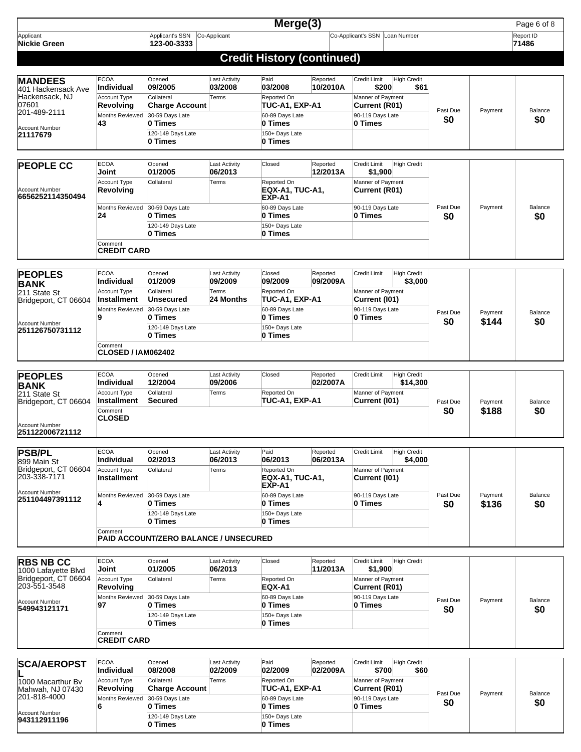| Applicant | Applicant's SSN | Co-Applicant | Co-Applicant's SSN | Loan Number | Report ID |
|---|---|---|---|---|---|
| **Nickie Green** | **123-00-3333** | | | | **71486** |

# Credit History (continued)

| Creditor | ECOA | Opened | Last Activity | Paid/Closed | Reported | Credit Limit | High Credit | Past Due | Payment | Balance |
|---|---|---|---|---|---|---|---|---|---|---|
| **MANDEES**<br>401 Hackensack Ave<br>Hackensack, NJ 07601<br>201-489-2111<br>Account Number **21117679** | **Individual** | **09/2005** | **03/2008** | Paid **03/2008** | **10/2010A** | **$200** | **$61** | **$0** | | **$0** |
| | Account Type: **Revolving** | Collateral: **Charge Account** | Terms: | Reported On: **TUC-A1, EXP-A1** | | Manner of Payment: **Current (R01)** | | | | |
| | Months Reviewed: **43** | 30-59 Days Late: **0 Times** | | 60-89 Days Late: **0 Times** | | 90-119 Days Late: **0 Times** | | | | |
| | | 120-149 Days Late: **0 Times** | | 150+ Days Late: **0 Times** | | | | | | |
| **PEOPLE CC**<br>Account Number **6656252114350494** | **Joint** | **01/2005** | **06/2013** | Closed | **12/2013A** | **$1,900** | | **$0** | | **$0** |
| | Account Type: **Revolving** | Collateral: | Terms: | Reported On: **EQX-A1, TUC-A1, EXP-A1** | | Manner of Payment: **Current (R01)** | | | | |
| | Months Reviewed: **24** | 30-59 Days Late: **0 Times** | | 60-89 Days Late: **0 Times** | | 90-119 Days Late: **0 Times** | | | | |
| | | 120-149 Days Late: **0 Times** | | 150+ Days Late: **0 Times** | | | | | | |
| | Comment: **CREDIT CARD** | | | | | | | | | |
| **PEOPLES BANK**<br>211 State St<br>Bridgeport, CT 06604<br>Account Number **251126750731112** | **Individual** | **01/2009** | **09/2009** | Closed **09/2009** | **09/2009A** | | **$3,000** | **$0** | **$144** | **$0** |
| | Account Type: **Installment** | Collateral: **Unsecured** | Terms: **24 Months** | Reported On: **TUC-A1, EXP-A1** | | Manner of Payment: **Current (I01)** | | | | |
| | Months Reviewed: **9** | 30-59 Days Late: **0 Times** | | 60-89 Days Late: **0 Times** | | 90-119 Days Late: **0 Times** | | | | |
| | | 120-149 Days Late: **0 Times** | | 150+ Days Late: **0 Times** | | | | | | |
| | Comment: **CLOSED / IAM062402** | | | | | | | | | |
| **PEOPLES BANK**<br>211 State St<br>Bridgeport, CT 06604<br>Account Number **251122006721112** | **Individual** | **12/2004** | **09/2006** | Closed | **02/2007A** | | **$14,300** | **$0** | **$188** | **$0** |
| | Account Type: **Installment** | Collateral: **Secured** | Terms: | Reported On: **TUC-A1, EXP-A1** | | Manner of Payment: **Current (I01)** | | | | |
| | Comment: **CLOSED** | | | | | | | | | |
| **PSB/PL**<br>899 Main St<br>Bridgeport, CT 06604<br>203-338-7171<br>Account Number **251104497391112** | **Individual** | **02/2013** | **06/2013** | Paid **06/2013** | **06/2013A** | | **$4,000** | **$0** | **$136** | **$0** |
| | Account Type: **Installment** | Collateral: | Terms: | Reported On: **EQX-A1, TUC-A1, EXP-A1** | | Manner of Payment: **Current (I01)** | | | | |
| | Months Reviewed: **4** | 30-59 Days Late: **0 Times** | | 60-89 Days Late: **0 Times** | | 90-119 Days Late: **0 Times** | | | | |
| | | 120-149 Days Late: **0 Times** | | 150+ Days Late: **0 Times** | | | | | | |
| | Comment: **PAID ACCOUNT/ZERO BALANCE / UNSECURED** | | | | | | | | | |
| **RBS NB CC**<br>1000 Lafayette Blvd<br>Bridgeport, CT 06604<br>203-551-3548<br>Account Number **549943121171** | **Joint** | **01/2005** | **06/2013** | Closed | **11/2013A** | **$1,900** | | **$0** | | **$0** |
| | Account Type: **Revolving** | Collateral: | Terms: | Reported On: **EQX-A1** | | Manner of Payment: **Current (R01)** | | | | |
| | Months Reviewed: **97** | 30-59 Days Late: **0 Times** | | 60-89 Days Late: **0 Times** | | 90-119 Days Late: **0 Times** | | | | |
| | | 120-149 Days Late: **0 Times** | | 150+ Days Late: **0 Times** | | | | | | |
| | Comment: **CREDIT CARD** | | | | | | | | | |
| **SCA/AEROPSTL**<br>1000 Macarthur Bv<br>Mahwah, NJ 07430<br>201-818-4000<br>Account Number **943112911196** | **Individual** | **08/2008** | **02/2009** | Paid **02/2009** | **02/2009A** | **$700** | **$60** | **$0** | | **$0** |
| | Account Type: **Revolving** | Collateral: **Charge Account** | Terms: | Reported On: **TUC-A1, EXP-A1** | | Manner of Payment: **Current (R01)** | | | | |
| | Months Reviewed: **6** | 30-59 Days Late: **0 Times** | | 60-89 Days Late: **0 Times** | | 90-119 Days Late: **0 Times** | | | | |
| | | 120-149 Days Late: **0 Times** | | 150+ Days Late: **0 Times** | | | | | | |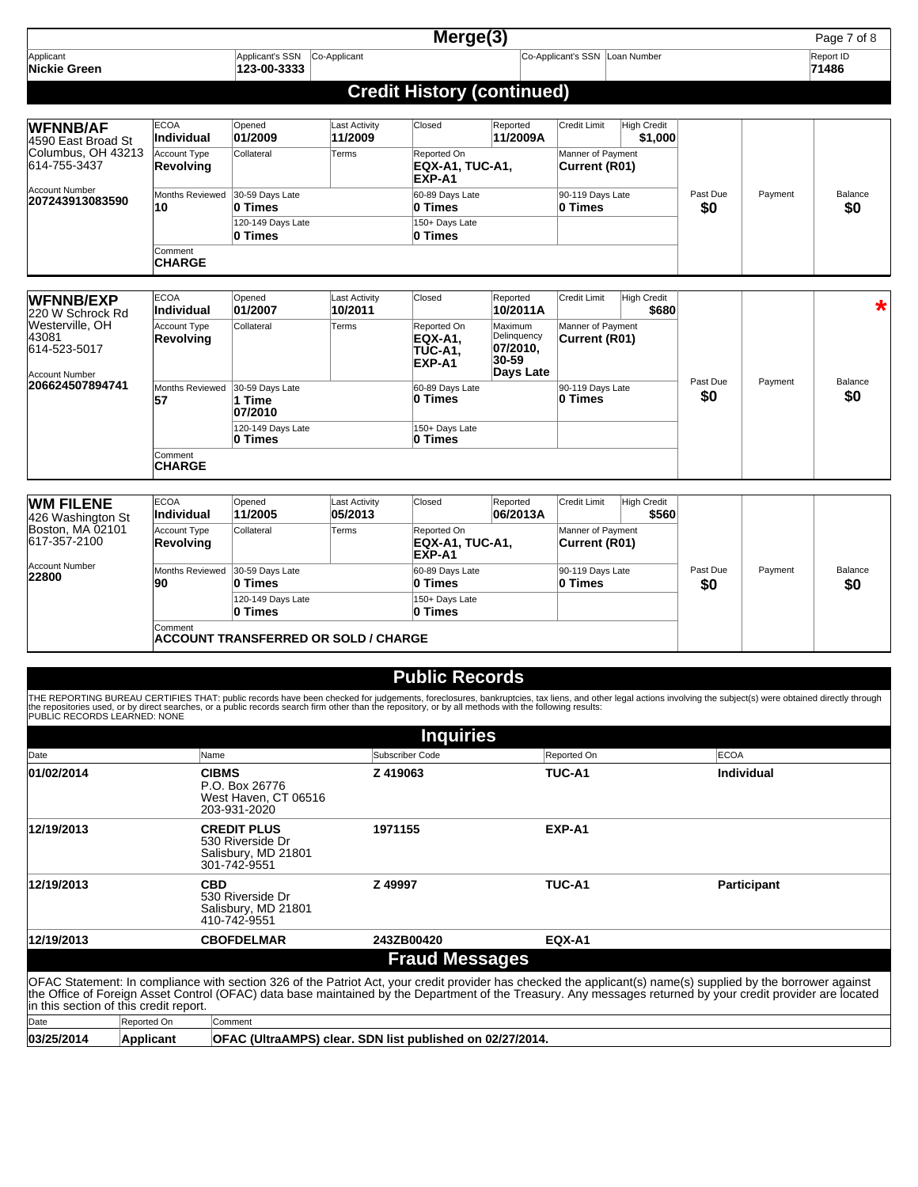# Merge(3)

| Applicant | Applicant's SSN | Co-Applicant | Co-Applicant's SSN | Loan Number | Report ID |
|---|---|---|---|---|---|
| **Nickie Green** | **123-00-3333** | | | | **71486** |

## Credit History (continued)

**WFNNB/AF**
4590 East Broad St
Columbus, OH 43213
614-755-3437
Account Number **207243913083590**

| ECOA | Opened | Last Activity | Closed | Reported | Credit Limit | High Credit |
|---|---|---|---|---|---|---|
| **Individual** | **01/2009** | **11/2009** | | **11/2009A** | | **$1,000** |

| Account Type | Collateral | Terms | Reported On | Manner of Payment |
|---|---|---|---|---|
| **Revolving** | | | **EQX-A1, TUC-A1, EXP-A1** | **Current (R01)** |

| Months Reviewed | 30-59 Days Late | 60-89 Days Late | 90-119 Days Late | 120-149 Days Late | 150+ Days Late | Past Due | Payment | Balance |
|---|---|---|---|---|---|---|---|---|
| **10** | **0 Times** | **0 Times** | **0 Times** | **0 Times** | **0 Times** | **$0** | | **$0** |

Comment: **CHARGE**

---

**WFNNB/EXP**
220 W Schrock Rd
Westerville, OH 43081
614-523-5017
Account Number **206624507894741**

*

| ECOA | Opened | Last Activity | Closed | Reported | Credit Limit | High Credit |
|---|---|---|---|---|---|---|
| **Individual** | **01/2007** | **10/2011** | | **10/2011A** | | **$680** |

| Account Type | Collateral | Terms | Reported On | Maximum Delinquency | Manner of Payment |
|---|---|---|---|---|---|
| **Revolving** | | | **EQX-A1, TUC-A1, EXP-A1** | **07/2010, 30-59 Days Late** | **Current (R01)** |

| Months Reviewed | 30-59 Days Late | 60-89 Days Late | 90-119 Days Late | 120-149 Days Late | 150+ Days Late | Past Due | Payment | Balance |
|---|---|---|---|---|---|---|---|---|
| **57** | **1 Time 07/2010** | **0 Times** | **0 Times** | **0 Times** | **0 Times** | **$0** | | **$0** |

Comment: **CHARGE**

---

**WM FILENE**
426 Washington St
Boston, MA 02101
617-357-2100
Account Number **22800**

| ECOA | Opened | Last Activity | Closed | Reported | Credit Limit | High Credit |
|---|---|---|---|---|---|---|
| **Individual** | **11/2005** | **05/2013** | | **06/2013A** | | **$560** |

| Account Type | Collateral | Terms | Reported On | Manner of Payment |
|---|---|---|---|---|
| **Revolving** | | | **EQX-A1, TUC-A1, EXP-A1** | **Current (R01)** |

| Months Reviewed | 30-59 Days Late | 60-89 Days Late | 90-119 Days Late | 120-149 Days Late | 150+ Days Late | Past Due | Payment | Balance |
|---|---|---|---|---|---|---|---|---|
| **90** | **0 Times** | **0 Times** | **0 Times** | **0 Times** | **0 Times** | **$0** | | **$0** |

Comment: **ACCOUNT TRANSFERRED OR SOLD / CHARGE**

## Public Records

THE REPORTING BUREAU CERTIFIES THAT: public records have been checked for judgements, foreclosures, bankruptcies, tax liens, and other legal actions involving the subject(s) were obtained directly through the repositories used, or by direct searches, or a public records search firm other than the repository, or by all methods with the following results:
PUBLIC RECORDS LEARNED: NONE

## Inquiries

| Date | Name | Subscriber Code | Reported On | ECOA |
|---|---|---|---|---|
| **01/02/2014** | **CIBMS** P.O. Box 26776 West Haven, CT 06516 203-931-2020 | **Z 419063** | **TUC-A1** | **Individual** |
| **12/19/2013** | **CREDIT PLUS** 530 Riverside Dr Salisbury, MD 21801 301-742-9551 | **1971155** | **EXP-A1** | |
| **12/19/2013** | **CBD** 530 Riverside Dr Salisbury, MD 21801 410-742-9551 | **Z 49997** | **TUC-A1** | **Participant** |
| **12/19/2013** | **CBOFDELMAR** | **243ZB00420** | **EQX-A1** | |

## Fraud Messages

OFAC Statement: In compliance with section 326 of the Patriot Act, your credit provider has checked the applicant(s) name(s) supplied by the borrower against the Office of Foreign Asset Control (OFAC) data base maintained by the Department of the Treasury. Any messages returned by your credit provider are located in this section of this credit report.

| Date | Reported On | Comment |
|---|---|---|
| **03/25/2014** | **Applicant** | **OFAC (UltraAMPS) clear. SDN list published on 02/27/2014.** |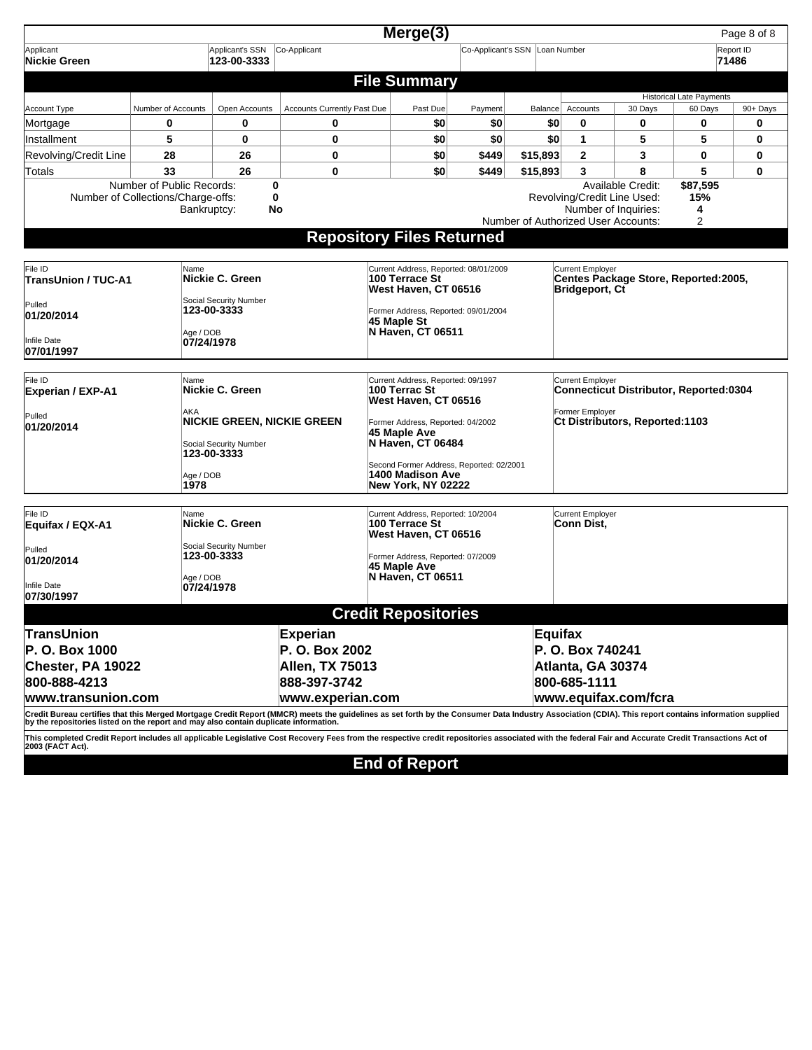# Merge(3)

| Applicant | Applicant's SSN | Co-Applicant | Co-Applicant's SSN | Loan Number | Report ID |
|---|---|---|---|---|---|
| **Nickie Green** | **123-00-3333** | | | | **71486** |

## File Summary

| Account Type | Number of Accounts | Open Accounts | Accounts Currently Past Due | Past Due | Payment | Balance | Historical Late Payments | | | |
|---|---|---|---|---|---|---|---|---|---|---|
| | | | | | | | Accounts | 30 Days | 60 Days | 90+ Days |
| Mortgage | 0 | 0 | 0 | $0 | $0 | $0 | 0 | 0 | 0 | 0 |
| Installment | 5 | 0 | 0 | $0 | $0 | $0 | 1 | 5 | 5 | 0 |
| Revolving/Credit Line | 28 | 26 | 0 | $0 | $449 | $15,893 | 2 | 3 | 0 | 0 |
| Totals | 33 | 26 | 0 | $0 | $449 | $15,893 | 3 | 8 | 5 | 0 |

Number of Public Records: **0**
Number of Collections/Charge-offs: **0**
Bankruptcy: **No**

Available Credit: **$87,595**
Revolving/Credit Line Used: **15%**
Number of Inquiries: **4**
Number of Authorized User Accounts: 2

## Repository Files Returned

| File ID | Name | Current Address | Current Employer |
|---|---|---|---|
| **TransUnion / TUC-A1**<br>Pulled: **01/20/2014**<br>Infile Date: **07/01/1997** | **Nickie C. Green**<br>Social Security Number: **123-00-3333**<br>Age / DOB: **07/24/1978** | Current Address, Reported: 08/01/2009<br>**100 Terrace St, West Haven, CT 06516**<br>Former Address, Reported: 09/01/2004<br>**45 Maple St, N Haven, CT 06511** | **Centes Package Store, Reported:2005, Bridgeport, Ct** |
| **Experian / EXP-A1**<br>Pulled: **01/20/2014** | **Nickie C. Green**<br>AKA: **NICKIE GREEN, NICKIE GREEN**<br>Social Security Number: **123-00-3333**<br>Age / DOB: **1978** | Current Address, Reported: 09/1997<br>**100 Terrac St, West Haven, CT 06516**<br>Former Address, Reported: 04/2002<br>**45 Maple Ave, N Haven, CT 06484**<br>Second Former Address, Reported: 02/2001<br>**1400 Madison Ave, New York, NY 02222** | **Connecticut Distributor, Reported:0304**<br>Former Employer: **Ct Distributors, Reported:1103** |
| **Equifax / EQX-A1**<br>Pulled: **01/20/2014**<br>Infile Date: **07/30/1997** | **Nickie C. Green**<br>Social Security Number: **123-00-3333**<br>Age / DOB: **07/24/1978** | Current Address, Reported: 10/2004<br>**100 Terrace St, West Haven, CT 06516**<br>Former Address, Reported: 07/2009<br>**45 Maple Ave, N Haven, CT 06511** | **Conn Dist,** |

## Credit Repositories

| TransUnion | Experian | Equifax |
|---|---|---|
| P. O. Box 1000 | P. O. Box 2002 | P. O. Box 740241 |
| Chester, PA 19022 | Allen, TX 75013 | Atlanta, GA 30374 |
| 800-888-4213 | 888-397-3742 | 800-685-1111 |
| www.transunion.com | www.experian.com | www.equifax.com/fcra |

**Credit Bureau certifies that this Merged Mortgage Credit Report (MMCR) meets the guidelines as set forth by the Consumer Data Industry Association (CDIA). This report contains information supplied by the repositories listed on the report and may also contain duplicate information.**

**This completed Credit Report includes all applicable Legislative Cost Recovery Fees from the respective credit repositories associated with the federal Fair and Accurate Credit Transactions Act of 2003 (FACT Act).**

## End of Report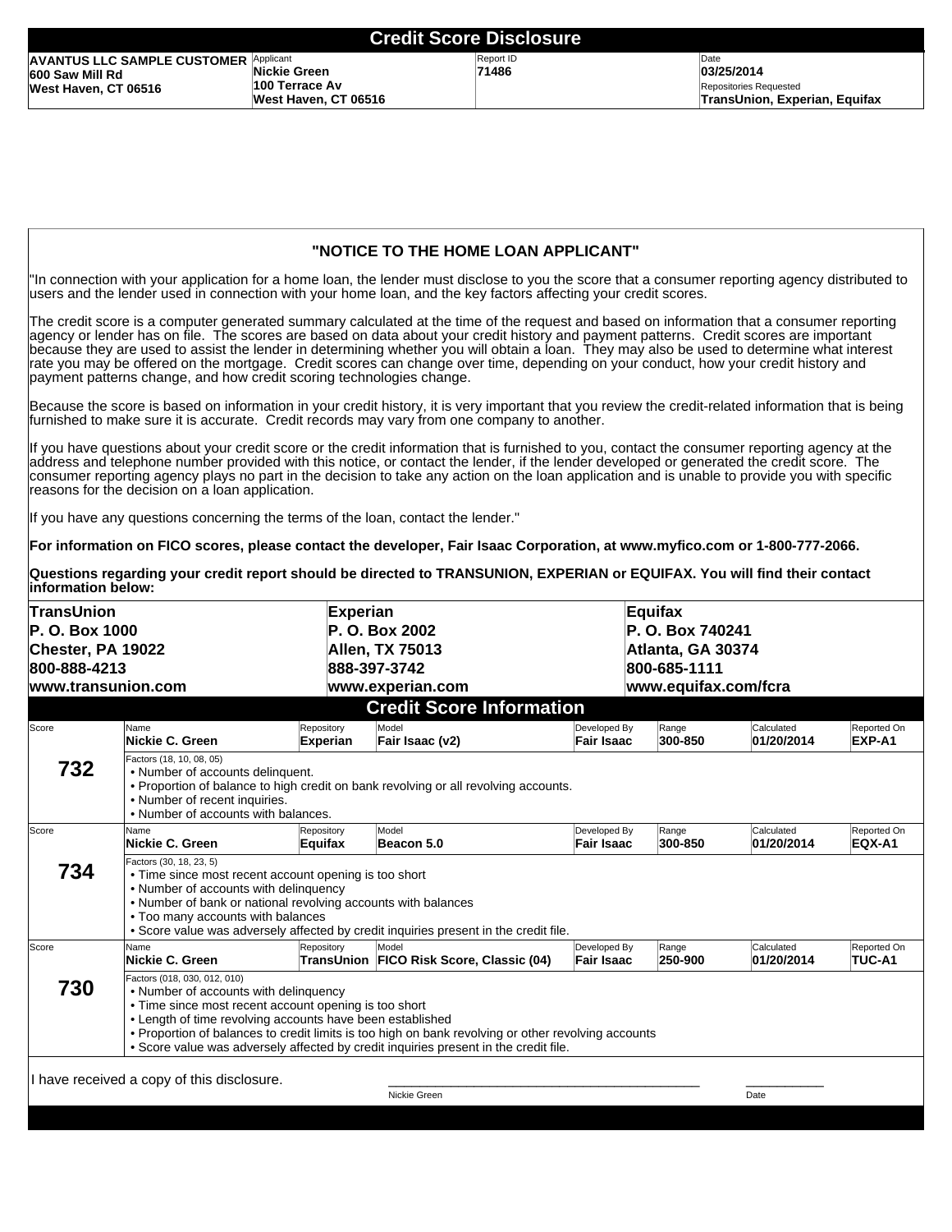# Credit Score Disclosure

| | | | |
|---|---|---|---|
| **AVANTUS LLC SAMPLE CUSTOMER**<br>**600 Saw Mill Rd**<br>**West Haven, CT 06516** | Applicant<br>**Nickie Green**<br>**100 Terrace Av**<br>**West Haven, CT 06516** | Report ID<br>**71486** | Date<br>**03/25/2014**<br>Repositories Requested<br>**TransUnion, Experian, Equifax** |

## "NOTICE TO THE HOME LOAN APPLICANT"

"In connection with your application for a home loan, the lender must disclose to you the score that a consumer reporting agency distributed to users and the lender used in connection with your home loan, and the key factors affecting your credit scores.

The credit score is a computer generated summary calculated at the time of the request and based on information that a consumer reporting agency or lender has on file. The scores are based on data about your credit history and payment patterns. Credit scores are important because they are used to assist the lender in determining whether you will obtain a loan. They may also be used to determine what interest rate you may be offered on the mortgage. Credit scores can change over time, depending on your conduct, how your credit history and payment patterns change, and how credit scoring technologies change.

Because the score is based on information in your credit history, it is very important that you review the credit-related information that is being furnished to make sure it is accurate. Credit records may vary from one company to another.

If you have questions about your credit score or the credit information that is furnished to you, contact the consumer reporting agency at the address and telephone number provided with this notice, or contact the lender, if the lender developed or generated the credit score. The consumer reporting agency plays no part in the decision to take any action on the loan application and is unable to provide you with specific reasons for the decision on a loan application.

If you have any questions concerning the terms of the loan, contact the lender."

**For information on FICO scores, please contact the developer, Fair Isaac Corporation, at www.myfico.com or 1-800-777-2066.**

**Questions regarding your credit report should be directed to TRANSUNION, EXPERIAN or EQUIFAX. You will find their contact information below:**

| TransUnion | Experian | Equifax |
|---|---|---|
| P. O. Box 1000 | P. O. Box 2002 | P. O. Box 740241 |
| Chester, PA 19022 | Allen, TX 75013 | Atlanta, GA 30374 |
| 800-888-4213 | 888-397-3742 | 800-685-1111 |
| www.transunion.com | www.experian.com | www.equifax.com/fcra |

## Credit Score Information

| Score | Name | Repository | Model | Developed By | Range | Calculated | Reported On |
|---|---|---|---|---|---|---|---|
| **732** | **Nickie C. Green** | **Experian** | **Fair Isaac (v2)** | **Fair Isaac** | **300-850** | **01/20/2014** | **EXP-A1** |

Factors (18, 10, 08, 05)
- Number of accounts delinquent.
- Proportion of balance to high credit on bank revolving or all revolving accounts.
- Number of recent inquiries.
- Number of accounts with balances.

| Score | Name | Repository | Model | Developed By | Range | Calculated | Reported On |
|---|---|---|---|---|---|---|---|
| **734** | **Nickie C. Green** | **Equifax** | **Beacon 5.0** | **Fair Isaac** | **300-850** | **01/20/2014** | **EQX-A1** |

Factors (30, 18, 23, 5)
- Time since most recent account opening is too short
- Number of accounts with delinquency
- Number of bank or national revolving accounts with balances
- Too many accounts with balances
- Score value was adversely affected by credit inquiries present in the credit file.

| Score | Name | Repository | Model | Developed By | Range | Calculated | Reported On |
|---|---|---|---|---|---|---|---|
| **730** | **Nickie C. Green** | **TransUnion** | **FICO Risk Score, Classic (04)** | **Fair Isaac** | **250-900** | **01/20/2014** | **TUC-A1** |

Factors (018, 030, 012, 010)
- Number of accounts with delinquency
- Time since most recent account opening is too short
- Length of time revolving accounts have been established
- Proportion of balances to credit limits is too high on bank revolving or other revolving accounts
- Score value was adversely affected by credit inquiries present in the credit file.

I have received a copy of this disclosure.

_______________________________________ Nickie Green

___________ Date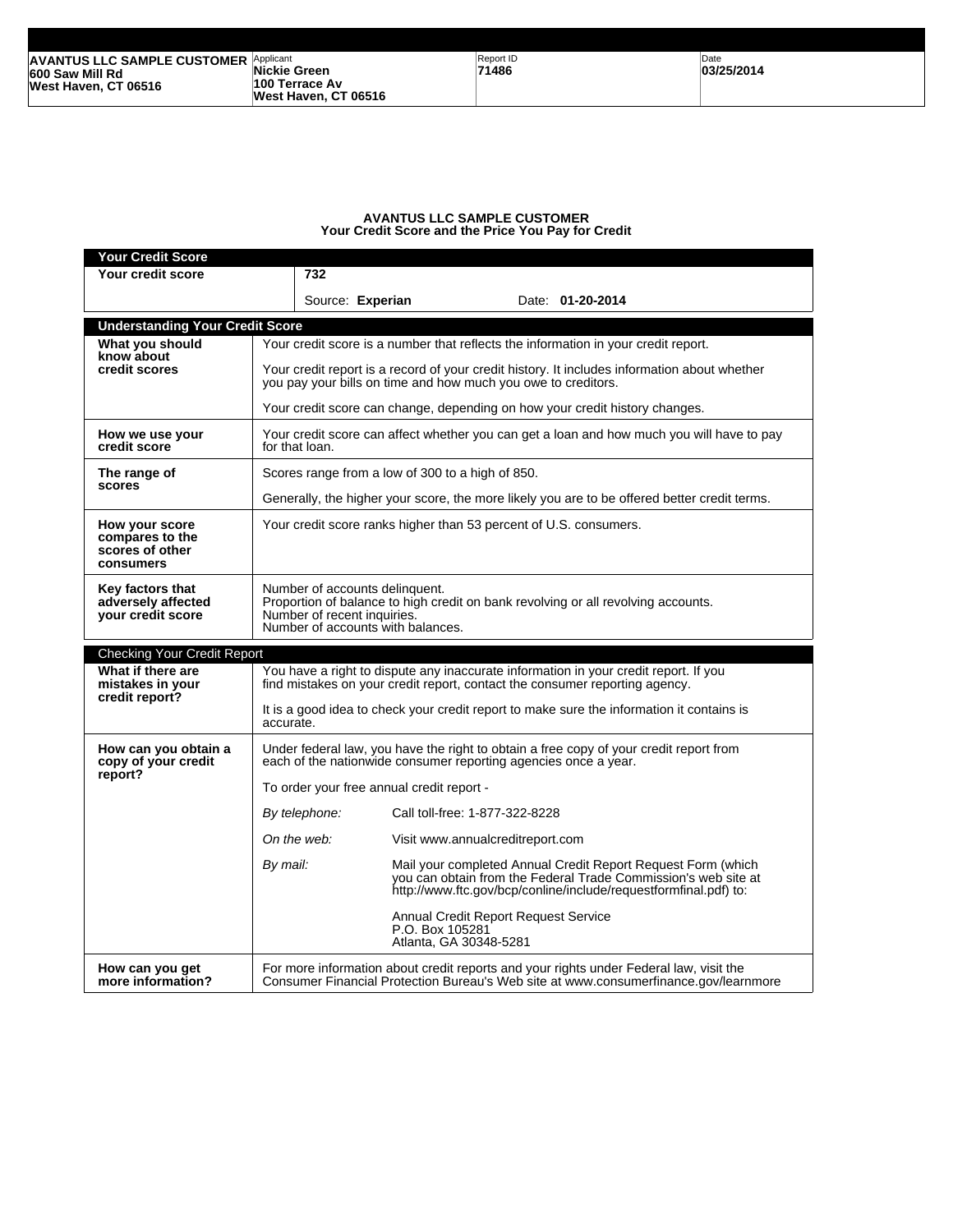| AVANTUS LLC SAMPLE CUSTOMER<br>600 Saw Mill Rd<br>West Haven, CT 06516 | Applicant<br>**Nickie Green**<br>**100 Terrace Av**<br>**West Haven, CT 06516** | Report ID<br>**71486** | Date<br>**03/25/2014** |
|---|---|---|---|

## AVANTUS LLC SAMPLE CUSTOMER
### Your Credit Score and the Price You Pay for Credit

| Your Credit Score | |
|---|---|
| **Your credit score** | **732**<br><br>Source: **Experian** Date: **01-20-2014** |

| Understanding Your Credit Score | |
|---|---|
| **What you should know about credit scores** | Your credit score is a number that reflects the information in your credit report.<br><br>Your credit report is a record of your credit history. It includes information about whether you pay your bills on time and how much you owe to creditors.<br><br>Your credit score can change, depending on how your credit history changes. |
| **How we use your credit score** | Your credit score can affect whether you can get a loan and how much you will have to pay for that loan. |
| **The range of scores** | Scores range from a low of 300 to a high of 850.<br><br>Generally, the higher your score, the more likely you are to be offered better credit terms. |
| **How your score compares to the scores of other consumers** | Your credit score ranks higher than 53 percent of U.S. consumers. |
| **Key factors that adversely affected your credit score** | Number of accounts delinquent.<br>Proportion of balance to high credit on bank revolving or all revolving accounts.<br>Number of recent inquiries.<br>Number of accounts with balances. |

| Checking Your Credit Report | |
|---|---|
| **What if there are mistakes in your credit report?** | You have a right to dispute any inaccurate information in your credit report. If you find mistakes on your credit report, contact the consumer reporting agency.<br><br>It is a good idea to check your credit report to make sure the information it contains is accurate. |
| **How can you obtain a copy of your credit report?** | Under federal law, you have the right to obtain a free copy of your credit report from each of the nationwide consumer reporting agencies once a year.<br><br>To order your free annual credit report -<br><br>*By telephone:* Call toll-free: 1-877-322-8228<br><br>*On the web:* Visit www.annualcreditreport.com<br><br>*By mail:* Mail your completed Annual Credit Report Request Form (which you can obtain from the Federal Trade Commission's web site at http://www.ftc.gov/bcp/conline/include/requestformfinal.pdf) to:<br><br>Annual Credit Report Request Service<br>P.O. Box 105281<br>Atlanta, GA 30348-5281 |
| **How can you get more information?** | For more information about credit reports and your rights under Federal law, visit the Consumer Financial Protection Bureau's Web site at www.consumerfinance.gov/learnmore |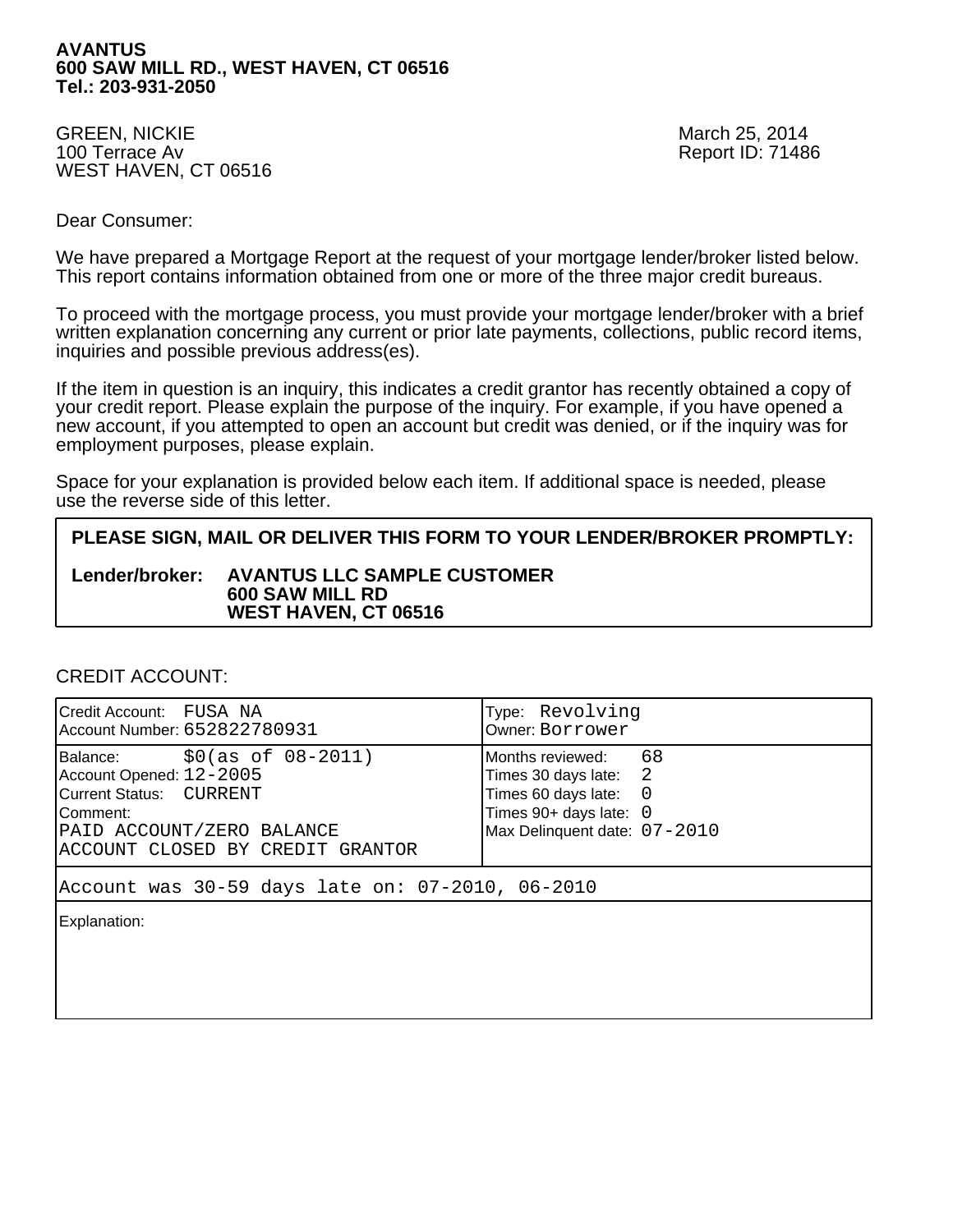**AVANTUS**
**600 SAW MILL RD., WEST HAVEN, CT 06516**
**Tel.: 203-931-2050**

GREEN, NICKIE
100 Terrace Av
WEST HAVEN, CT 06516

March 25, 2014
Report ID: 71486

Dear Consumer:

We have prepared a Mortgage Report at the request of your mortgage lender/broker listed below. This report contains information obtained from one or more of the three major credit bureaus.

To proceed with the mortgage process, you must provide your mortgage lender/broker with a brief written explanation concerning any current or prior late payments, collections, public record items, inquiries and possible previous address(es).

If the item in question is an inquiry, this indicates a credit grantor has recently obtained a copy of your credit report. Please explain the purpose of the inquiry. For example, if you have opened a new account, if you attempted to open an account but credit was denied, or if the inquiry was for employment purposes, please explain.

Space for your explanation is provided below each item. If additional space is needed, please use the reverse side of this letter.

**PLEASE SIGN, MAIL OR DELIVER THIS FORM TO YOUR LENDER/BROKER PROMPTLY:**

**Lender/broker:** **AVANTUS LLC SAMPLE CUSTOMER**
**600 SAW MILL RD**
**WEST HAVEN, CT 06516**

CREDIT ACCOUNT:

| | |
|---|---|
| Credit Account: FUSA NA<br>Account Number: 652822780931 | Type: Revolving<br>Owner: Borrower |
| Balance: $0(as of 08-2011)<br>Account Opened: 12-2005<br>Current Status: CURRENT<br>Comment:<br>PAID ACCOUNT/ZERO BALANCE<br>ACCOUNT CLOSED BY CREDIT GRANTOR | Months reviewed: 68<br>Times 30 days late: 2<br>Times 60 days late: 0<br>Times 90+ days late: 0<br>Max Delinquent date: 07-2010 |
| Account was 30-59 days late on: 07-2010, 06-2010 | |
| Explanation: | |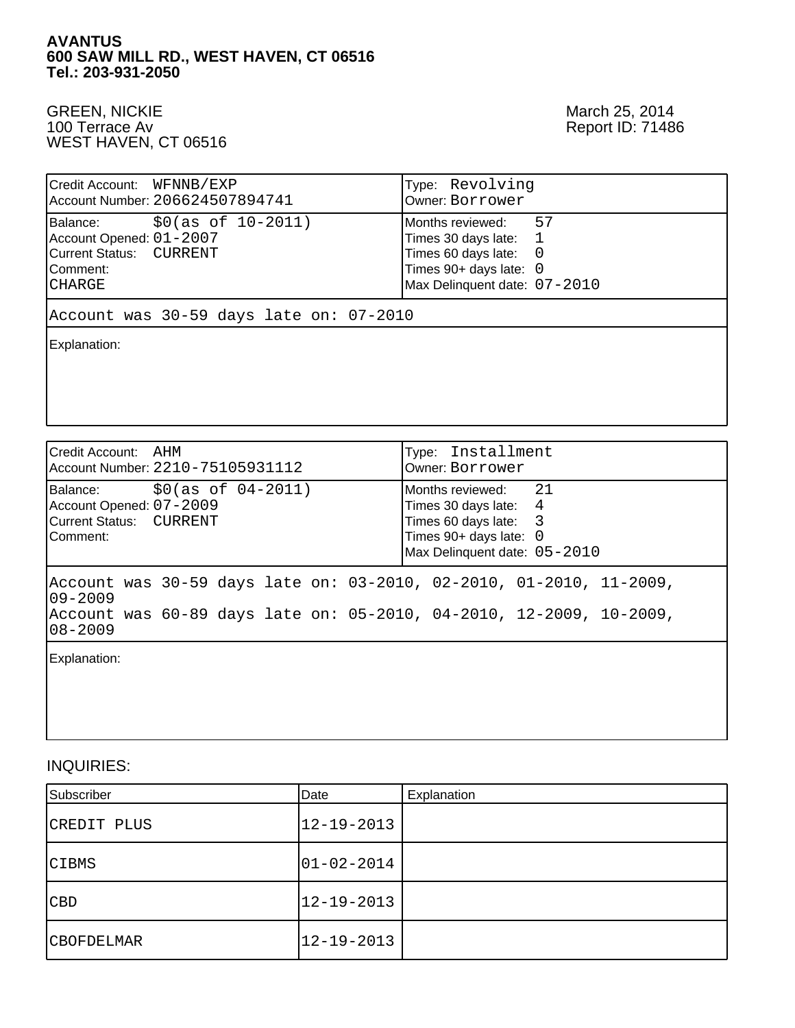**AVANTUS**
**600 SAW MILL RD., WEST HAVEN, CT 06516**
**Tel.: 203-931-2050**

GREEN, NICKIE
100 Terrace Av
WEST HAVEN, CT 06516

March 25, 2014
Report ID: 71486

| Credit Account: WFNNB/EXP<br>Account Number: 206624507894741 | Type: Revolving<br>Owner: Borrower |
|---|---|
| Balance: $0(as of 10-2011)<br>Account Opened: 01-2007<br>Current Status: CURRENT<br>Comment:<br>CHARGE | Months reviewed: 57<br>Times 30 days late: 1<br>Times 60 days late: 0<br>Times 90+ days late: 0<br>Max Delinquent date: 07-2010 |
| Account was 30-59 days late on: 07-2010 | |
| Explanation: | |

| Credit Account: AHM<br>Account Number: 2210-75105931112 | Type: Installment<br>Owner: Borrower |
|---|---|
| Balance: $0(as of 04-2011)<br>Account Opened: 07-2009<br>Current Status: CURRENT<br>Comment: | Months reviewed: 21<br>Times 30 days late: 4<br>Times 60 days late: 3<br>Times 90+ days late: 0<br>Max Delinquent date: 05-2010 |
| Account was 30-59 days late on: 03-2010, 02-2010, 01-2010, 11-2009, 09-2009<br>Account was 60-89 days late on: 05-2010, 04-2010, 12-2009, 10-2009, 08-2009 | |
| Explanation: | |

INQUIRIES:

| Subscriber | Date | Explanation |
|---|---|---|
| CREDIT PLUS | 12-19-2013 | |
| CIBMS | 01-02-2014 | |
| CBD | 12-19-2013 | |
| CBOFDELMAR | 12-19-2013 | |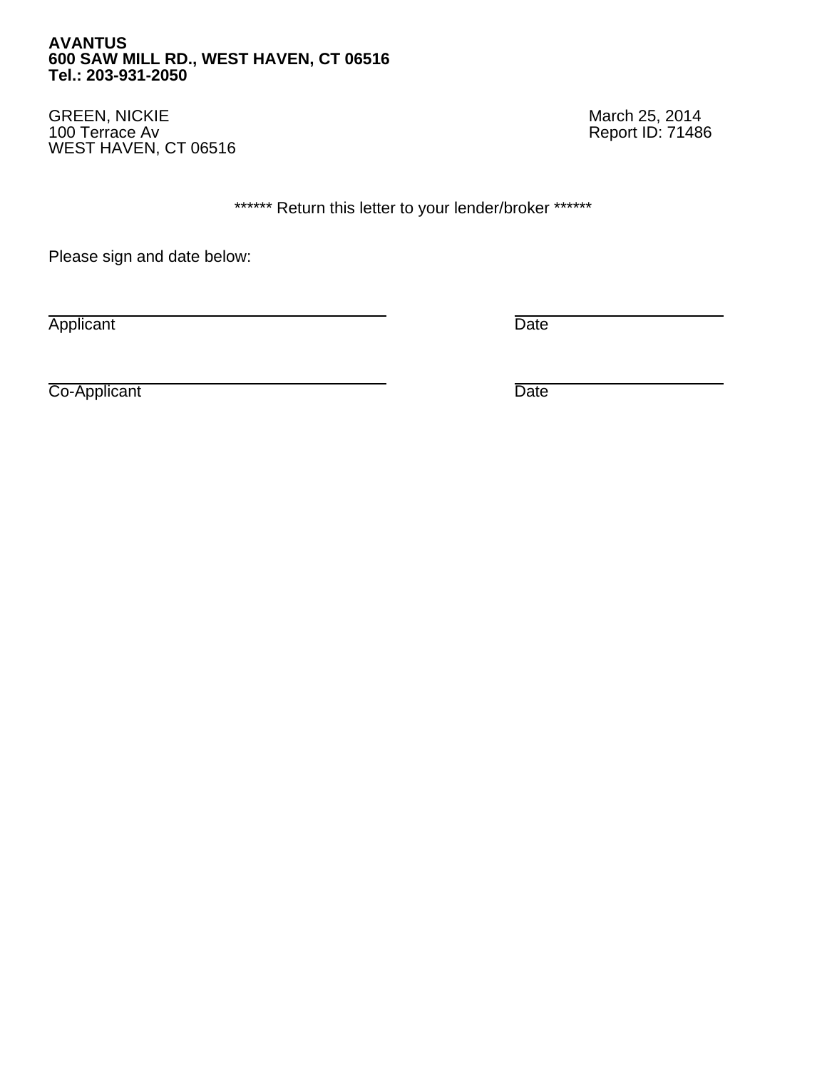**AVANTUS**
**600 SAW MILL RD., WEST HAVEN, CT 06516**
**Tel.: 203-931-2050**

GREEN, NICKIE
100 Terrace Av
WEST HAVEN, CT 06516

March 25, 2014
Report ID: 71486

****** Return this letter to your lender/broker ******

Please sign and date below:

______________________________ ______________________
Applicant Date

______________________________ ______________________
Co-Applicant Date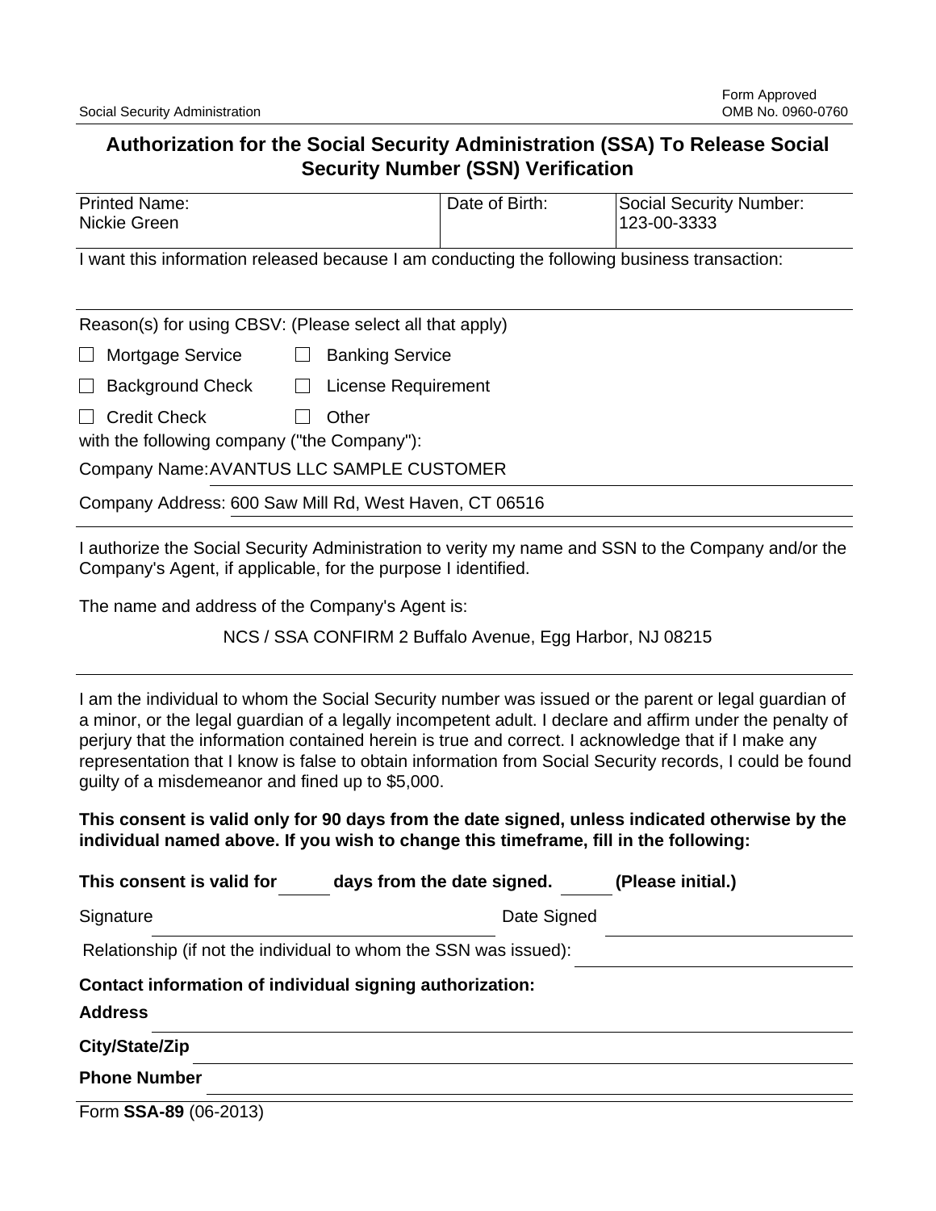Social Security Administration

Form Approved
OMB No. 0960-0760

# Authorization for the Social Security Administration (SSA) To Release Social Security Number (SSN) Verification

| Printed Name: Nickie Green | Date of Birth: | Social Security Number: 123-00-3333 |
|---|---|---|

I want this information released because I am conducting the following business transaction:

Reason(s) for using CBSV: (Please select all that apply)

- ☐ Mortgage Service ☐ Banking Service
- ☐ Background Check ☐ License Requirement
- ☐ Credit Check ☐ Other

with the following company ("the Company"):

Company Name: AVANTUS LLC SAMPLE CUSTOMER

Company Address: 600 Saw Mill Rd, West Haven, CT 06516

I authorize the Social Security Administration to verity my name and SSN to the Company and/or the Company's Agent, if applicable, for the purpose I identified.

The name and address of the Company's Agent is:

NCS / SSA CONFIRM 2 Buffalo Avenue, Egg Harbor, NJ 08215

I am the individual to whom the Social Security number was issued or the parent or legal guardian of a minor, or the legal guardian of a legally incompetent adult. I declare and affirm under the penalty of perjury that the information contained herein is true and correct. I acknowledge that if I make any representation that I know is false to obtain information from Social Security records, I could be found guilty of a misdemeanor and fined up to $5,000.

**This consent is valid only for 90 days from the date signed, unless indicated otherwise by the individual named above. If you wish to change this timeframe, fill in the following:**

**This consent is valid for ______ days from the date signed. ______ (Please initial.)**

Signature ______________________ Date Signed ______________________

Relationship (if not the individual to whom the SSN was issued): ______________________

**Contact information of individual signing authorization:**

**Address** ______________________

**City/State/Zip** ______________________

**Phone Number** ______________________

Form **SSA-89** (06-2013)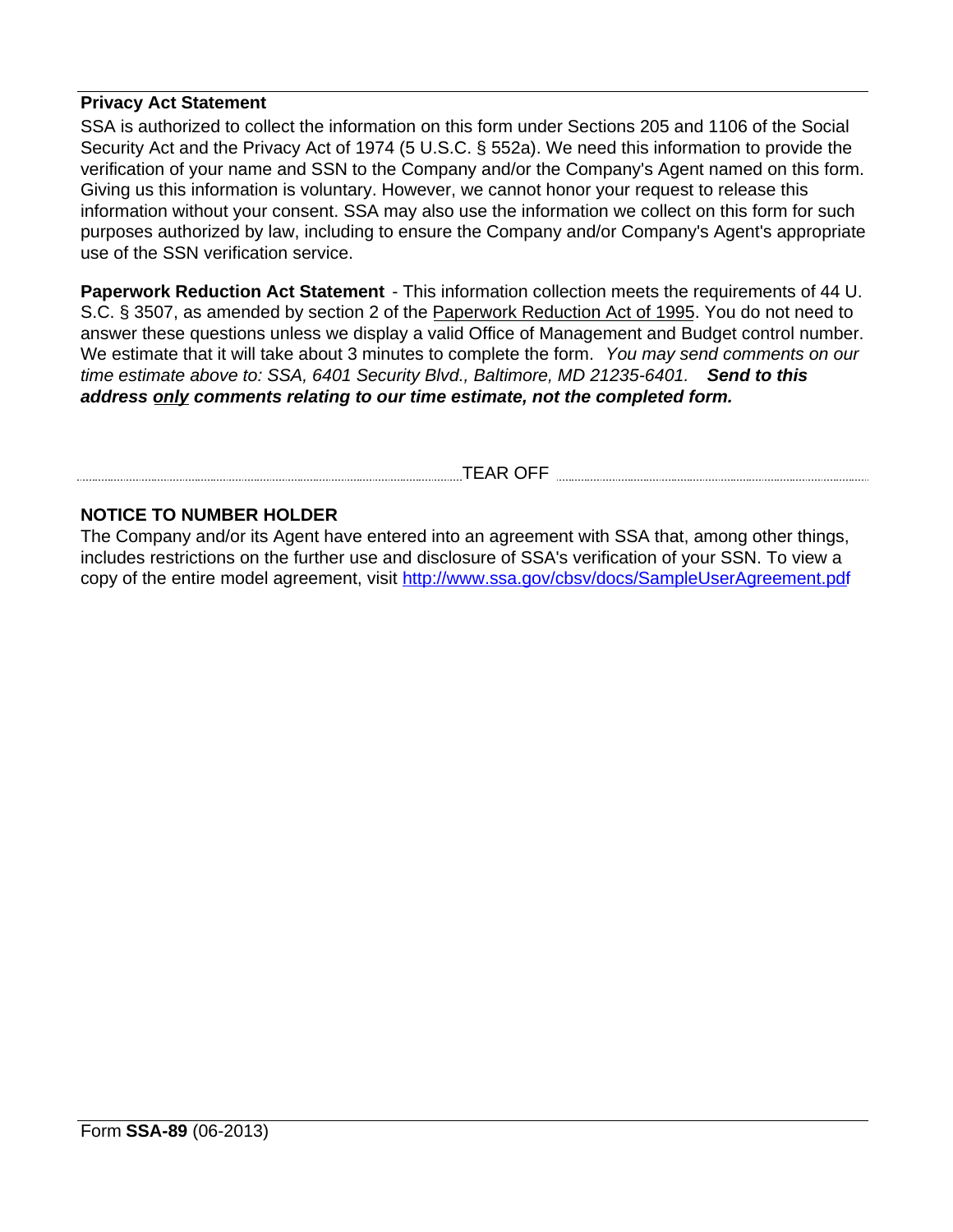**Privacy Act Statement**

SSA is authorized to collect the information on this form under Sections 205 and 1106 of the Social Security Act and the Privacy Act of 1974 (5 U.S.C. § 552a). We need this information to provide the verification of your name and SSN to the Company and/or the Company's Agent named on this form. Giving us this information is voluntary. However, we cannot honor your request to release this information without your consent. SSA may also use the information we collect on this form for such purposes authorized by law, including to ensure the Company and/or Company's Agent's appropriate use of the SSN verification service.

**Paperwork Reduction Act Statement** - This information collection meets the requirements of 44 U.S.C. § 3507, as amended by section 2 of the Paperwork Reduction Act of 1995. You do not need to answer these questions unless we display a valid Office of Management and Budget control number. We estimate that it will take about 3 minutes to complete the form. *You may send comments on our time estimate above to: SSA, 6401 Security Blvd., Baltimore, MD 21235-6401.* ***Send to this address only comments relating to our time estimate, not the completed form.***

TEAR OFF

**NOTICE TO NUMBER HOLDER**

The Company and/or its Agent have entered into an agreement with SSA that, among other things, includes restrictions on the further use and disclosure of SSA's verification of your SSN. To view a copy of the entire model agreement, visit http://www.ssa.gov/cbsv/docs/SampleUserAgreement.pdf

Form **SSA-89** (06-2013)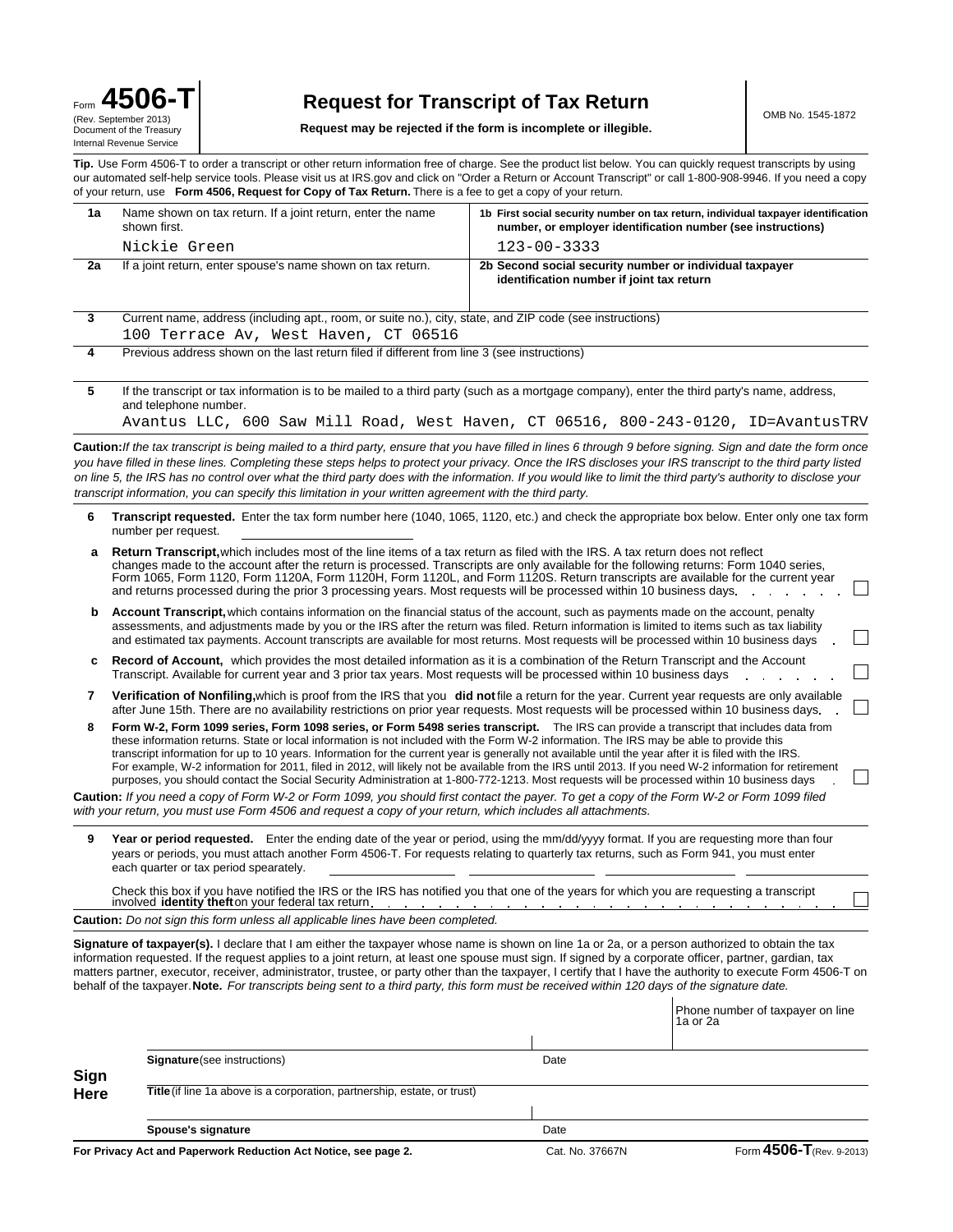Form **4506-T**
(Rev. September 2013)
Document of the Treasury
Internal Revenue Service

# Request for Transcript of Tax Return

**Request may be rejected if the form is incomplete or illegible.**

OMB No. 1545-1872

**Tip.** Use Form 4506-T to order a transcript or other return information free of charge. See the product list below. You can quickly request transcripts by using our automated self-help service tools. Please visit us at IRS.gov and click on "Order a Return or Account Transcript" or call 1-800-908-9946. If you need a copy of your return, use **Form 4506, Request for Copy of Tax Return.** There is a fee to get a copy of your return.

**1a** Name shown on tax return. If a joint return, enter the name shown first.
Nickie Green

**1b First social security number on tax return, individual taxpayer identification number, or employer identification number (see instructions)**
123-00-3333

**2a** If a joint return, enter spouse's name shown on tax return.

**2b Second social security number or individual taxpayer identification number if joint tax return**

**3** Current name, address (including apt., room, or suite no.), city, state, and ZIP code (see instructions)
100 Terrace Av, West Haven, CT 06516

**4** Previous address shown on the last return filed if different from line 3 (see instructions)

**5** If the transcript or tax information is to be mailed to a third party (such as a mortgage company), enter the third party's name, address, and telephone number.
Avantus LLC, 600 Saw Mill Road, West Haven, CT 06516, 800-243-0120, ID=AvantusTRV

**Caution:** *If the tax transcript is being mailed to a third party, ensure that you have filled in lines 6 through 9 before signing. Sign and date the form once you have filled in these lines. Completing these steps helps to protect your privacy. Once the IRS discloses your IRS transcript to the third party listed on line 5, the IRS has no control over what the third party does with the information. If you would like to limit the third party's authority to disclose your transcript information, you can specify this limitation in your written agreement with the third party.*

**6 Transcript requested.** Enter the tax form number here (1040, 1065, 1120, etc.) and check the appropriate box below. Enter only one tax form number per request. ____________

**a Return Transcript,** which includes most of the line items of a tax return as filed with the IRS. A tax return does not reflect changes made to the account after the return is processed. Transcripts are only available for the following returns: Form 1040 series, Form 1065, Form 1120, Form 1120A, Form 1120H, Form 1120L, and Form 1120S. Return transcripts are available for the current year and returns processed during the prior 3 processing years. Most requests will be processed within 10 business days ☐

**b Account Transcript,** which contains information on the financial status of the account, such as payments made on the account, penalty assessments, and adjustments made by you or the IRS after the return was filed. Return information is limited to items such as tax liability and estimated tax payments. Account transcripts are available for most returns. Most requests will be processed within 10 business days ☐

**c Record of Account,** which provides the most detailed information as it is a combination of the Return Transcript and the Account Transcript. Available for current year and 3 prior tax years. Most requests will be processed within 10 business days ☐

**7 Verification of Nonfiling,** which is proof from the IRS that you **did not** file a return for the year. Current year requests are only available after June 15th. There are no availability restrictions on prior year requests. Most requests will be processed within 10 business days ☐

**8 Form W-2, Form 1099 series, Form 1098 series, or Form 5498 series transcript.** The IRS can provide a transcript that includes data from these information returns. State or local information is not included with the Form W-2 information. The IRS may be able to provide this transcript information for up to 10 years. Information for the current year is generally not available until the year after it is filed with the IRS. For example, W-2 information for 2011, filed in 2012, will likely not be available from the IRS until 2013. If you need W-2 information for retirement purposes, you should contact the Social Security Administration at 1-800-772-1213. Most requests will be processed within 10 business days ☐

**Caution:** *If you need a copy of Form W-2 or Form 1099, you should first contact the payer. To get a copy of the Form W-2 or Form 1099 filed with your return, you must use Form 4506 and request a copy of your return, which includes all attachments.*

**9 Year or period requested.** Enter the ending date of the year or period, using the mm/dd/yyyy format. If you are requesting more than four years or periods, you must attach another Form 4506-T. For requests relating to quarterly tax returns, such as Form 941, you must enter each quarter or tax period spearately. ____________ ____________ ____________ ____________

Check this box if you have notified the IRS or the IRS has notified you that one of the years for which you are requesting a transcript involved **identity theft** on your federal tax return ☐

**Caution:** *Do not sign this form unless all applicable lines have been completed.*

**Signature of taxpayer(s).** I declare that I am either the taxpayer whose name is shown on line 1a or 2a, or a person authorized to obtain the tax information requested. If the request applies to a joint return, at least one spouse must sign. If signed by a corporate officer, partner, gardian, tax matters partner, executor, receiver, administrator, trustee, or party other than the taxpayer, I certify that I have the authority to execute Form 4506-T on behalf of the taxpayer. **Note.** *For transcripts being sent to a third party, this form must be received within 120 days of the signature date.*

Phone number of taxpayer on line 1a or 2a

**Sign Here**

**Signature** (see instructions) — Date

**Title** (if line 1a above is a corporation, partnership, estate, or trust)

**Spouse's signature** — Date

**For Privacy Act and Paperwork Reduction Act Notice, see page 2.** Cat. No. 37667N Form **4506-T** (Rev. 9-2013)